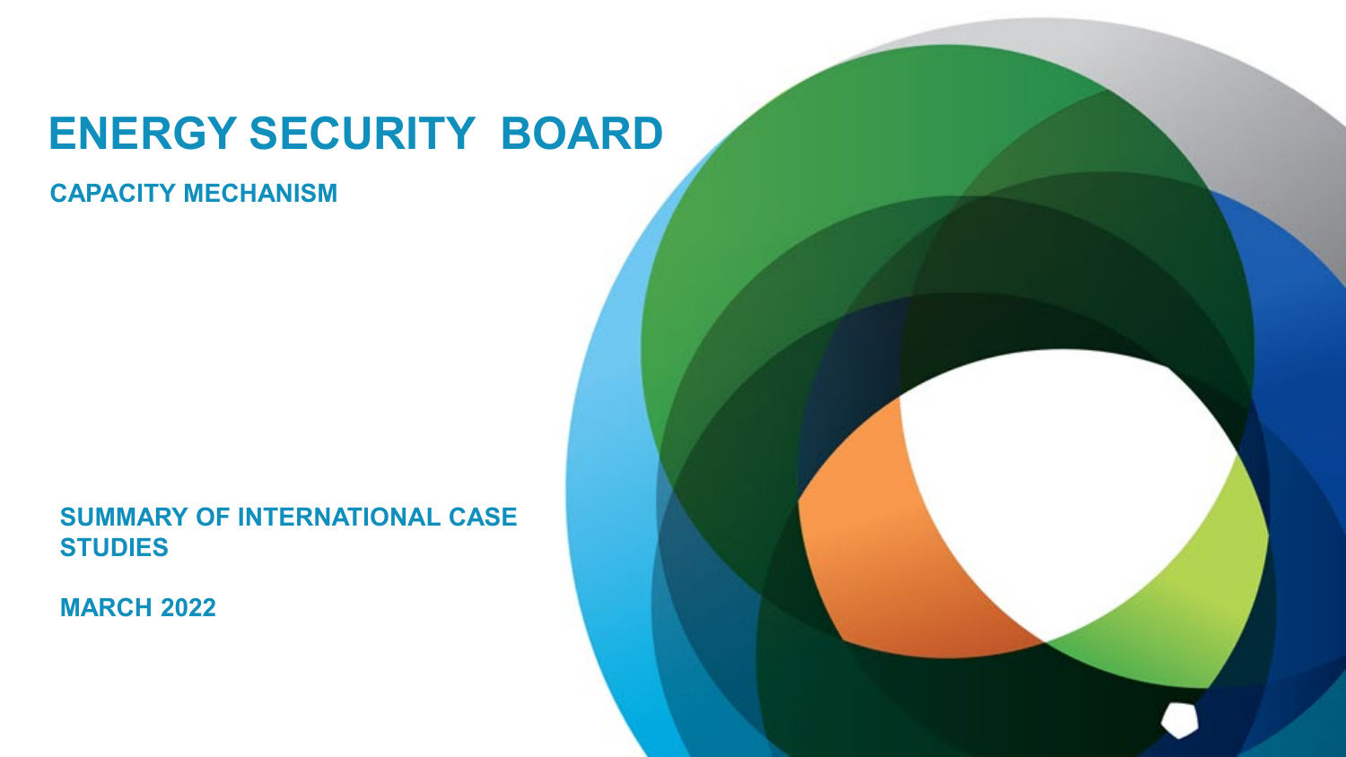# ENERGY SECURITY BOARD

## CAPACITY MECHANISM

SUMMARY OF INTERNATIONAL CASE STUDIES

MARCH 2022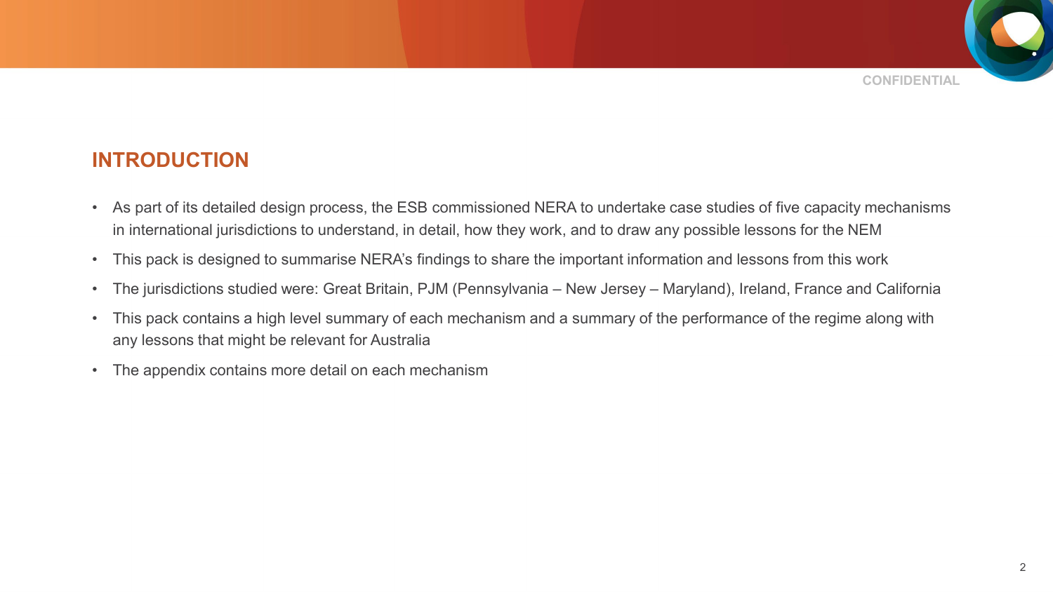## INTRODUCTION

- As part of its detailed design process, the ESB commissioned NERA to undertake case studies of five capacity mechanisms in international jurisdictions to understand, in detail, how they work, and to draw any possible lessons for the NEM
- This pack is designed to summarise NERA's findings to share the important information and lessons from this work
- The jurisdictions studied were: Great Britain, PJM (Pennsylvania – New Jersey – Maryland), Ireland, France and California
- This pack contains a high level summary of each mechanism and a summary of the performance of the regime along with any lessons that might be relevant for Australia
- The appendix contains more detail on each mechanism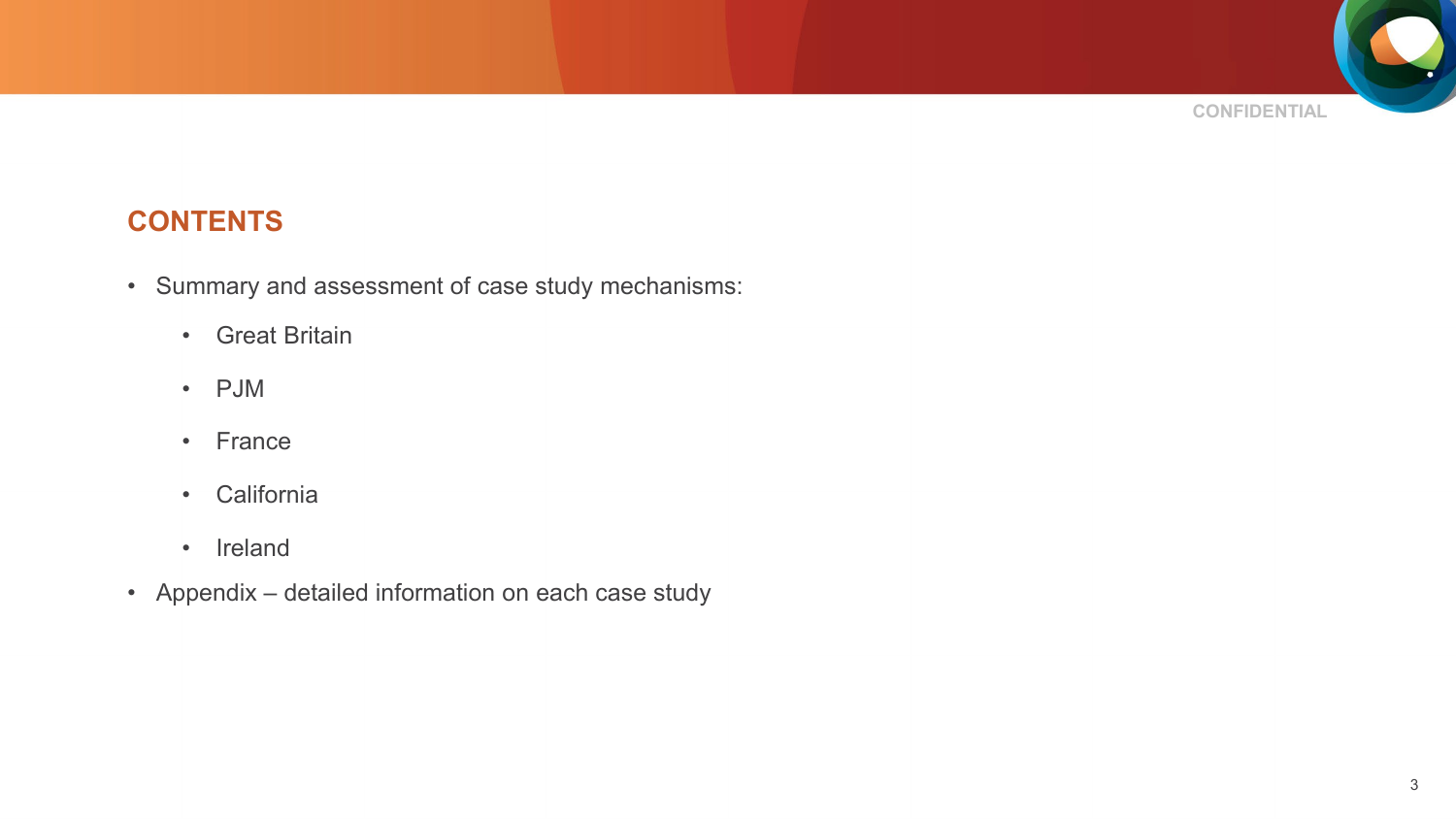## CONTENTS

- Summary and assessment of case study mechanisms:
  - Great Britain
  - PJM
  - France
  - California
  - Ireland
- Appendix – detailed information on each case study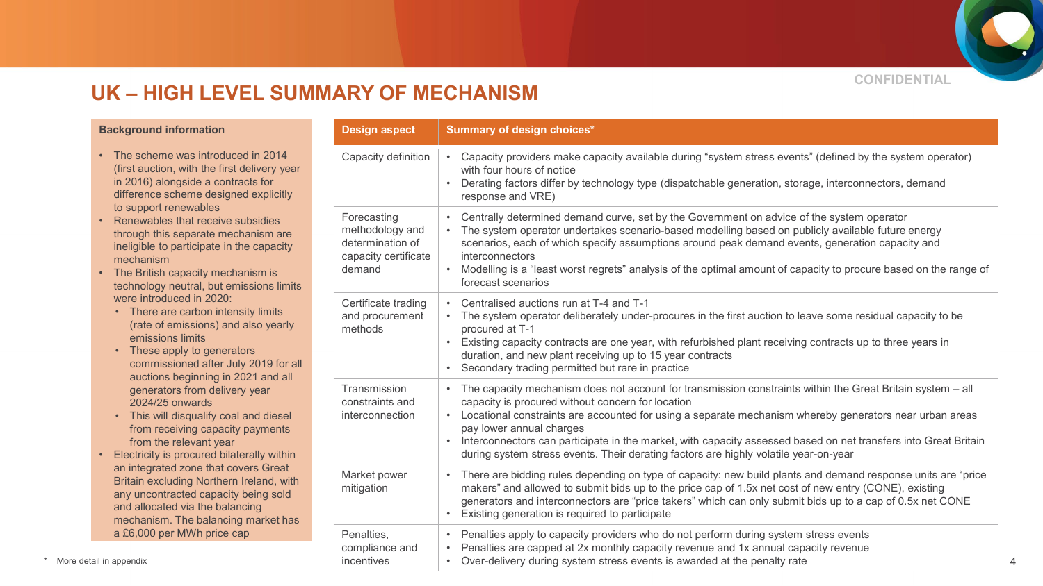# UK – HIGH LEVEL SUMMARY OF MECHANISM

CONFIDENTIAL

**Background information**

- The scheme was introduced in 2014 (first auction, with the first delivery year in 2016) alongside a contracts for difference scheme designed explicitly to support renewables
- Renewables that receive subsidies through this separate mechanism are ineligible to participate in the capacity mechanism
- The British capacity mechanism is technology neutral, but emissions limits were introduced in 2020:
  - There are carbon intensity limits (rate of emissions) and also yearly emissions limits
  - These apply to generators commissioned after July 2019 for all auctions beginning in 2021 and all generators from delivery year 2024/25 onwards
  - This will disqualify coal and diesel from receiving capacity payments from the relevant year
- Electricity is procured bilaterally within an integrated zone that covers Great Britain excluding Northern Ireland, with any uncontracted capacity being sold and allocated via the balancing mechanism. The balancing market has a £6,000 per MWh price cap

| Design aspect | Summary of design choices* |
|---|---|
| Capacity definition | • Capacity providers make capacity available during "system stress events" (defined by the system operator) with four hours of notice<br>• Derating factors differ by technology type (dispatchable generation, storage, interconnectors, demand response and VRE) |
| Forecasting methodology and determination of capacity certificate demand | • Centrally determined demand curve, set by the Government on advice of the system operator<br>• The system operator undertakes scenario-based modelling based on publicly available future energy scenarios, each of which specify assumptions around peak demand events, generation capacity and interconnectors<br>• Modelling is a "least worst regrets" analysis of the optimal amount of capacity to procure based on the range of forecast scenarios |
| Certificate trading and procurement methods | • Centralised auctions run at T-4 and T-1<br>• The system operator deliberately under-procures in the first auction to leave some residual capacity to be procured at T-1<br>• Existing capacity contracts are one year, with refurbished plant receiving contracts up to three years in duration, and new plant receiving up to 15 year contracts<br>• Secondary trading permitted but rare in practice |
| Transmission constraints and interconnection | • The capacity mechanism does not account for transmission constraints within the Great Britain system – all capacity is procured without concern for location<br>• Locational constraints are accounted for using a separate mechanism whereby generators near urban areas pay lower annual charges<br>• Interconnectors can participate in the market, with capacity assessed based on net transfers into Great Britain during system stress events. Their derating factors are highly volatile year-on-year |
| Market power mitigation | • There are bidding rules depending on type of capacity: new build plants and demand response units are "price makers" and allowed to submit bids up to the price cap of 1.5x net cost of new entry (CONE), existing generators and interconnectors are "price takers" which can only submit bids up to a cap of 0.5x net CONE<br>• Existing generation is required to participate |
| Penalties, compliance and incentives | • Penalties apply to capacity providers who do not perform during system stress events<br>• Penalties are capped at 2x monthly capacity revenue and 1x annual capacity revenue<br>• Over-delivery during system stress events is awarded at the penalty rate |

\* More detail in appendix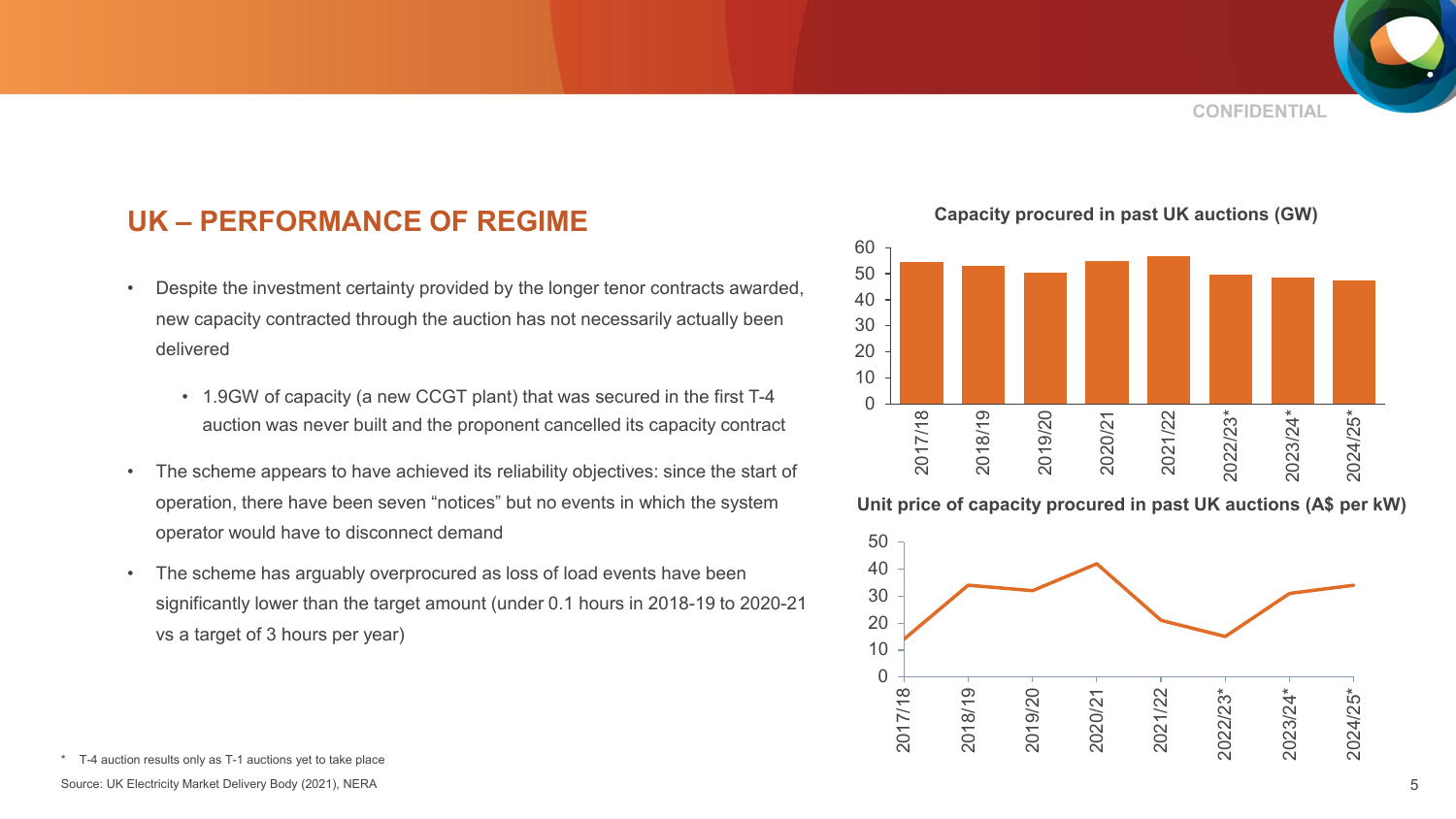## UK – PERFORMANCE OF REGIME

- Despite the investment certainty provided by the longer tenor contracts awarded, new capacity contracted through the auction has not necessarily actually been delivered
  - 1.9GW of capacity (a new CCGT plant) that was secured in the first T-4 auction was never built and the proponent cancelled its capacity contract
- The scheme appears to have achieved its reliability objectives: since the start of operation, there have been seven "notices" but no events in which the system operator would have to disconnect demand
- The scheme has arguably overprocured as loss of load events have been significantly lower than the target amount (under 0.1 hours in 2018-19 to 2020-21 vs a target of 3 hours per year)

**Capacity procured in past UK auctions (GW)**

| Year | Capacity (GW, approx.) |
|---|---|
| 2017/18 | 54 |
| 2018/19 | 53 |
| 2019/20 | 50 |
| 2020/21 | 55 |
| 2021/22 | 57 |
| 2022/23* | 50 |
| 2023/24* | 48 |
| 2024/25* | 47 |

**Unit price of capacity procured in past UK auctions (A$ per kW)**

| Year | Price (A$ per kW, approx.) |
|---|---|
| 2017/18 | 14 |
| 2018/19 | 34 |
| 2019/20 | 32 |
| 2020/21 | 42 |
| 2021/22 | 21 |
| 2022/23* | 15 |
| 2023/24* | 31 |
| 2024/25* | 34 |

\* T-4 auction results only as T-1 auctions yet to take place

Source: UK Electricity Market Delivery Body (2021), NERA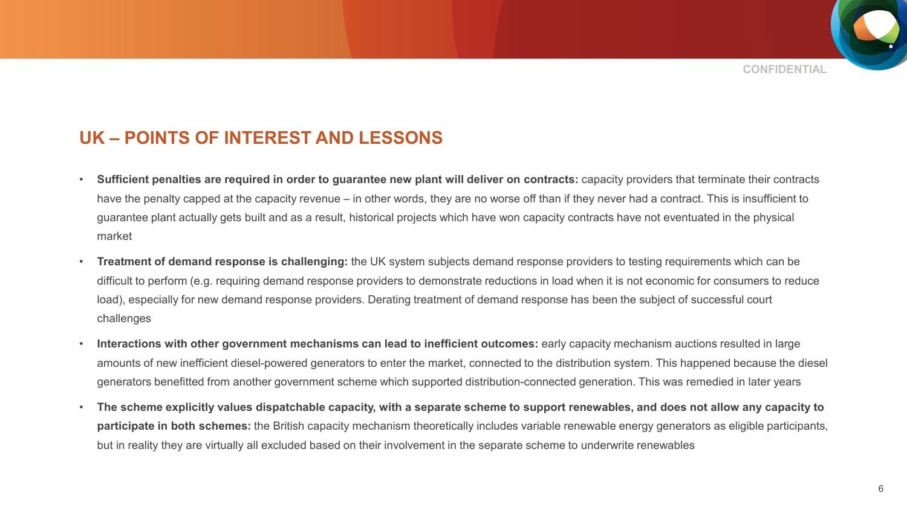## UK – POINTS OF INTEREST AND LESSONS

- **Sufficient penalties are required in order to guarantee new plant will deliver on contracts:** capacity providers that terminate their contracts have the penalty capped at the capacity revenue – in other words, they are no worse off than if they never had a contract. This is insufficient to guarantee plant actually gets built and as a result, historical projects which have won capacity contracts have not eventuated in the physical market
- **Treatment of demand response is challenging:** the UK system subjects demand response providers to testing requirements which can be difficult to perform (e.g. requiring demand response providers to demonstrate reductions in load when it is not economic for consumers to reduce load), especially for new demand response providers. Derating treatment of demand response has been the subject of successful court challenges
- **Interactions with other government mechanisms can lead to inefficient outcomes:** early capacity mechanism auctions resulted in large amounts of new inefficient diesel-powered generators to enter the market, connected to the distribution system. This happened because the diesel generators benefitted from another government scheme which supported distribution-connected generation. This was remedied in later years
- **The scheme explicitly values dispatchable capacity, with a separate scheme to support renewables, and does not allow any capacity to participate in both schemes:** the British capacity mechanism theoretically includes variable renewable energy generators as eligible participants, but in reality they are virtually all excluded based on their involvement in the separate scheme to underwrite renewables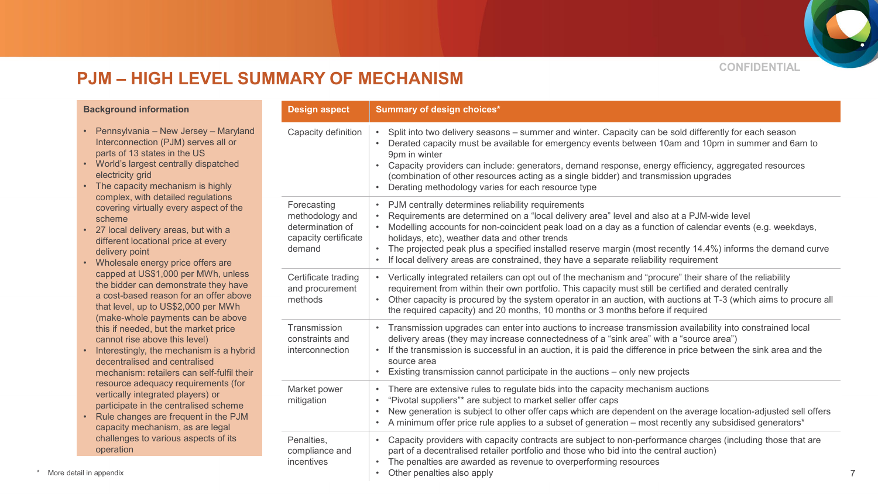CONFIDENTIAL

# PJM – HIGH LEVEL SUMMARY OF MECHANISM

**Background information**

- Pennsylvania – New Jersey – Maryland Interconnection (PJM) serves all or parts of 13 states in the US
- World's largest centrally dispatched electricity grid
- The capacity mechanism is highly complex, with detailed regulations covering virtually every aspect of the scheme
- 27 local delivery areas, but with a different locational price at every delivery point
- Wholesale energy price offers are capped at US$1,000 per MWh, unless the bidder can demonstrate they have a cost-based reason for an offer above that level, up to US$2,000 per MWh (make-whole payments can be above this if needed, but the market price cannot rise above this level)
- Interestingly, the mechanism is a hybrid decentralised and centralised mechanism: retailers can self-fulfil their resource adequacy requirements (for vertically integrated players) or participate in the centralised scheme
- Rule changes are frequent in the PJM capacity mechanism, as are legal challenges to various aspects of its operation

| Design aspect | Summary of design choices* |
|---|---|
| Capacity definition | • Split into two delivery seasons – summer and winter. Capacity can be sold differently for each season<br>• Derated capacity must be available for emergency events between 10am and 10pm in summer and 6am to 9pm in winter<br>• Capacity providers can include: generators, demand response, energy efficiency, aggregated resources (combination of other resources acting as a single bidder) and transmission upgrades<br>• Derating methodology varies for each resource type |
| Forecasting methodology and determination of capacity certificate demand | • PJM centrally determines reliability requirements<br>• Requirements are determined on a "local delivery area" level and also at a PJM-wide level<br>• Modelling accounts for non-coincident peak load on a day as a function of calendar events (e.g. weekdays, holidays, etc), weather data and other trends<br>• The projected peak plus a specified installed reserve margin (most recently 14.4%) informs the demand curve<br>• If local delivery areas are constrained, they have a separate reliability requirement |
| Certificate trading and procurement methods | • Vertically integrated retailers can opt out of the mechanism and "procure" their share of the reliability requirement from within their own portfolio. This capacity must still be certified and derated centrally<br>• Other capacity is procured by the system operator in an auction, with auctions at T-3 (which aims to procure all the required capacity) and 20 months, 10 months or 3 months before if required |
| Transmission constraints and interconnection | • Transmission upgrades can enter into auctions to increase transmission availability into constrained local delivery areas (they may increase connectedness of a "sink area" with a "source area")<br>• If the transmission is successful in an auction, it is paid the difference in price between the sink area and the source area<br>• Existing transmission cannot participate in the auctions – only new projects |
| Market power mitigation | • There are extensive rules to regulate bids into the capacity mechanism auctions<br>• "Pivotal suppliers"* are subject to market seller offer caps<br>• New generation is subject to other offer caps which are dependent on the average location-adjusted sell offers<br>• A minimum offer price rule applies to a subset of generation – most recently any subsidised generators* |
| Penalties, compliance and incentives | • Capacity providers with capacity contracts are subject to non-performance charges (including those that are part of a decentralised retailer portfolio and those who bid into the central auction)<br>• The penalties are awarded as revenue to overperforming resources<br>• Other penalties also apply |

\* More detail in appendix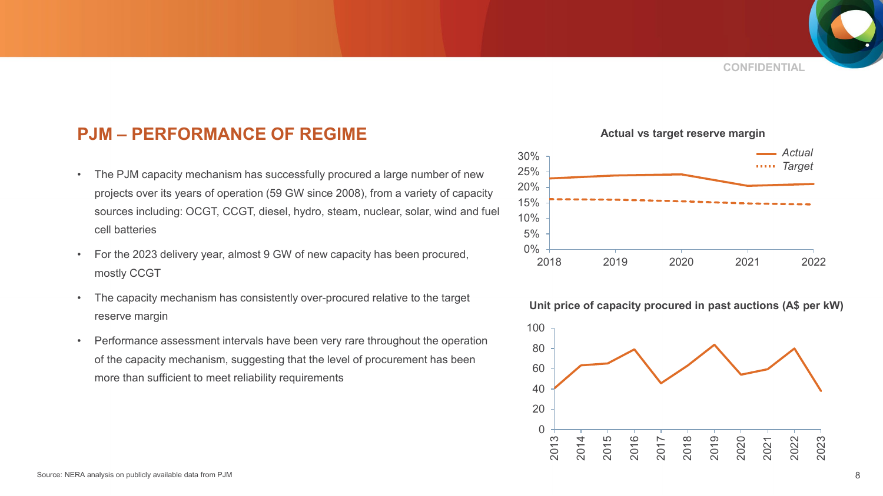## PJM – PERFORMANCE OF REGIME

- The PJM capacity mechanism has successfully procured a large number of new projects over its years of operation (59 GW since 2008), from a variety of capacity sources including: OCGT, CCGT, diesel, hydro, steam, nuclear, solar, wind and fuel cell batteries
- For the 2023 delivery year, almost 9 GW of new capacity has been procured, mostly CCGT
- The capacity mechanism has consistently over-procured relative to the target reserve margin
- Performance assessment intervals have been very rare throughout the operation of the capacity mechanism, suggesting that the level of procurement has been more than sufficient to meet reliability requirements

**Actual vs target reserve margin**

**Unit price of capacity procured in past auctions (A$ per kW)**

Source: NERA analysis on publicly available data from PJM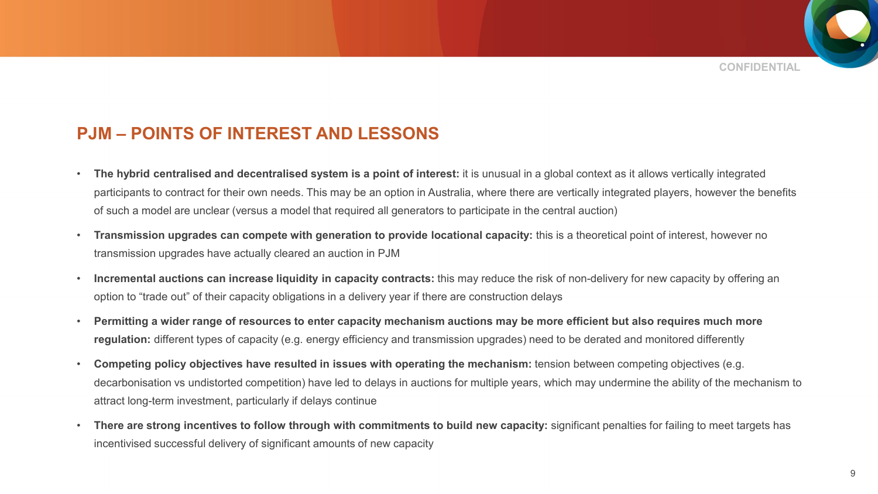## PJM – POINTS OF INTEREST AND LESSONS

- **The hybrid centralised and decentralised system is a point of interest:** it is unusual in a global context as it allows vertically integrated participants to contract for their own needs. This may be an option in Australia, where there are vertically integrated players, however the benefits of such a model are unclear (versus a model that required all generators to participate in the central auction)
- **Transmission upgrades can compete with generation to provide locational capacity:** this is a theoretical point of interest, however no transmission upgrades have actually cleared an auction in PJM
- **Incremental auctions can increase liquidity in capacity contracts:** this may reduce the risk of non-delivery for new capacity by offering an option to "trade out" of their capacity obligations in a delivery year if there are construction delays
- **Permitting a wider range of resources to enter capacity mechanism auctions may be more efficient but also requires much more regulation:** different types of capacity (e.g. energy efficiency and transmission upgrades) need to be derated and monitored differently
- **Competing policy objectives have resulted in issues with operating the mechanism:** tension between competing objectives (e.g. decarbonisation vs undistorted competition) have led to delays in auctions for multiple years, which may undermine the ability of the mechanism to attract long-term investment, particularly if delays continue
- **There are strong incentives to follow through with commitments to build new capacity:** significant penalties for failing to meet targets has incentivised successful delivery of significant amounts of new capacity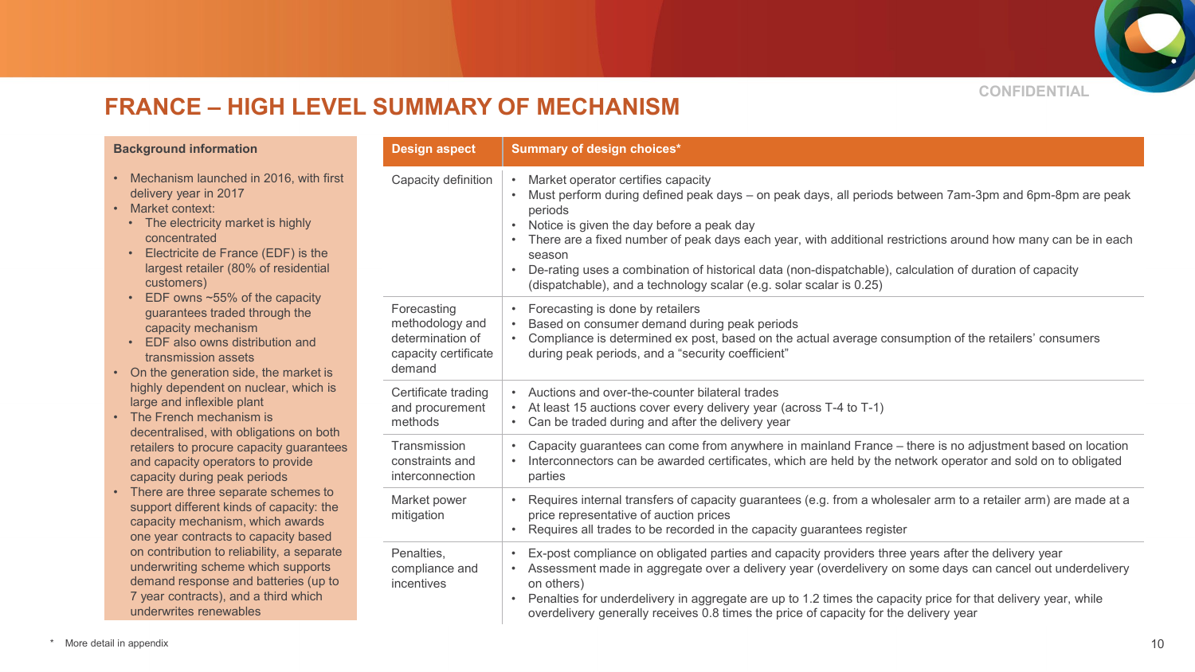CONFIDENTIAL

# FRANCE – HIGH LEVEL SUMMARY OF MECHANISM

**Background information**

- Mechanism launched in 2016, with first delivery year in 2017
- Market context:
  - The electricity market is highly concentrated
  - Electricite de France (EDF) is the largest retailer (80% of residential customers)
  - EDF owns ~55% of the capacity guarantees traded through the capacity mechanism
  - EDF also owns distribution and transmission assets
- On the generation side, the market is highly dependent on nuclear, which is large and inflexible plant
- The French mechanism is decentralised, with obligations on both retailers to procure capacity guarantees and capacity operators to provide capacity during peak periods
- There are three separate schemes to support different kinds of capacity: the capacity mechanism, which awards one year contracts to capacity based on contribution to reliability, a separate underwriting scheme which supports demand response and batteries (up to 7 year contracts), and a third which underwrites renewables

| Design aspect | Summary of design choices* |
|---|---|
| Capacity definition | • Market operator certifies capacity<br>• Must perform during defined peak days – on peak days, all periods between 7am-3pm and 6pm-8pm are peak periods<br>• Notice is given the day before a peak day<br>• There are a fixed number of peak days each year, with additional restrictions around how many can be in each season<br>• De-rating uses a combination of historical data (non-dispatchable), calculation of duration of capacity (dispatchable), and a technology scalar (e.g. solar scalar is 0.25) |
| Forecasting methodology and determination of capacity certificate demand | • Forecasting is done by retailers<br>• Based on consumer demand during peak periods<br>• Compliance is determined ex post, based on the actual average consumption of the retailers' consumers during peak periods, and a "security coefficient" |
| Certificate trading and procurement methods | • Auctions and over-the-counter bilateral trades<br>• At least 15 auctions cover every delivery year (across T-4 to T-1)<br>• Can be traded during and after the delivery year |
| Transmission constraints and interconnection | • Capacity guarantees can come from anywhere in mainland France – there is no adjustment based on location<br>• Interconnectors can be awarded certificates, which are held by the network operator and sold on to obligated parties |
| Market power mitigation | • Requires internal transfers of capacity guarantees (e.g. from a wholesaler arm to a retailer arm) are made at a price representative of auction prices<br>• Requires all trades to be recorded in the capacity guarantees register |
| Penalties, compliance and incentives | • Ex-post compliance on obligated parties and capacity providers three years after the delivery year<br>• Assessment made in aggregate over a delivery year (overdelivery on some days can cancel out underdelivery on others)<br>• Penalties for underdelivery in aggregate are up to 1.2 times the capacity price for that delivery year, while overdelivery generally receives 0.8 times the price of capacity for the delivery year |

\* More detail in appendix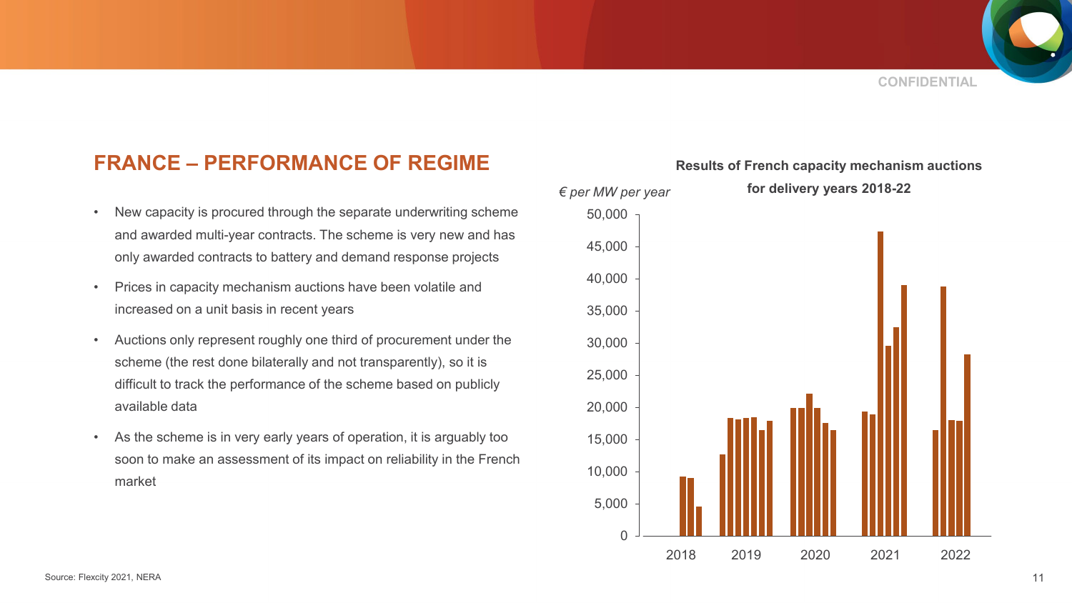## FRANCE – PERFORMANCE OF REGIME

- New capacity is procured through the separate underwriting scheme and awarded multi-year contracts. The scheme is very new and has only awarded contracts to battery and demand response projects
- Prices in capacity mechanism auctions have been volatile and increased on a unit basis in recent years
- Auctions only represent roughly one third of procurement under the scheme (the rest done bilaterally and not transparently), so it is difficult to track the performance of the scheme based on publicly available data
- As the scheme is in very early years of operation, it is arguably too soon to make an assessment of its impact on reliability in the French market

**Results of French capacity mechanism auctions for delivery years 2018-22**

*€ per MW per year*

Y-axis: 0; 5,000; 10,000; 15,000; 20,000; 25,000; 30,000; 35,000; 40,000; 45,000; 50,000

X-axis: 2018; 2019; 2020; 2021; 2022

Source: Flexcity 2021, NERA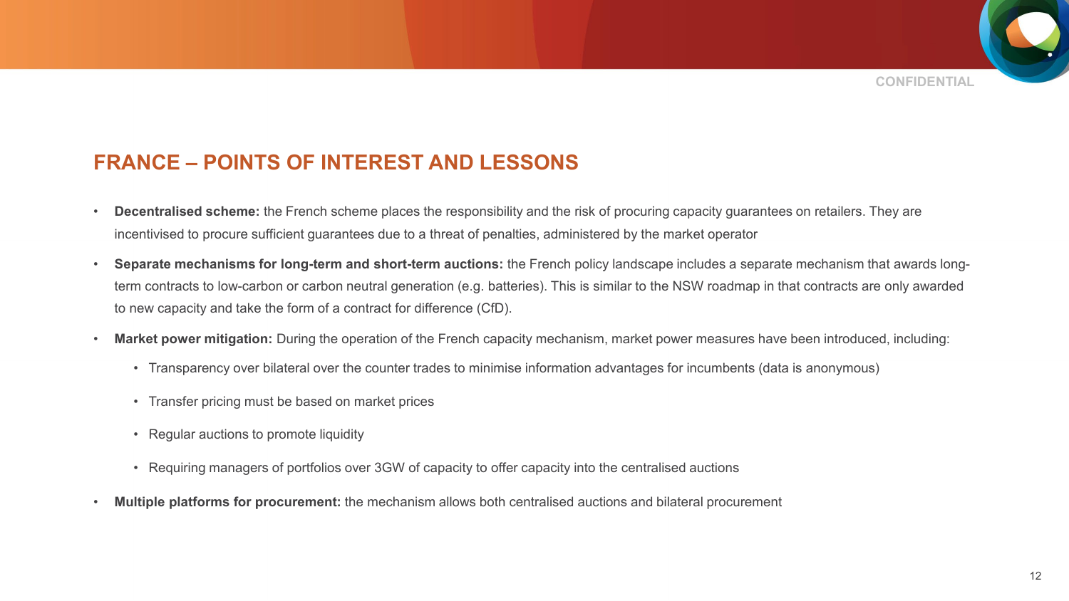## FRANCE – POINTS OF INTEREST AND LESSONS

- **Decentralised scheme:** the French scheme places the responsibility and the risk of procuring capacity guarantees on retailers. They are incentivised to procure sufficient guarantees due to a threat of penalties, administered by the market operator
- **Separate mechanisms for long-term and short-term auctions:** the French policy landscape includes a separate mechanism that awards long-term contracts to low-carbon or carbon neutral generation (e.g. batteries). This is similar to the NSW roadmap in that contracts are only awarded to new capacity and take the form of a contract for difference (CfD).
- **Market power mitigation:** During the operation of the French capacity mechanism, market power measures have been introduced, including:
  - Transparency over bilateral over the counter trades to minimise information advantages for incumbents (data is anonymous)
  - Transfer pricing must be based on market prices
  - Regular auctions to promote liquidity
  - Requiring managers of portfolios over 3GW of capacity to offer capacity into the centralised auctions
- **Multiple platforms for procurement:** the mechanism allows both centralised auctions and bilateral procurement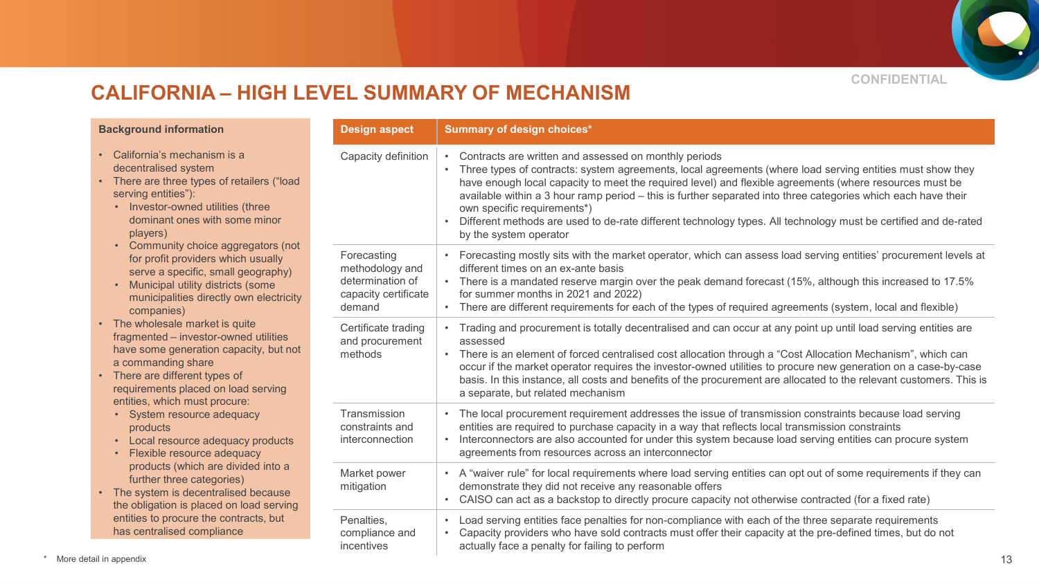CONFIDENTIAL

# CALIFORNIA – HIGH LEVEL SUMMARY OF MECHANISM

**Background information**

- California's mechanism is a decentralised system
- There are three types of retailers ("load serving entities"):
  - Investor-owned utilities (three dominant ones with some minor players)
  - Community choice aggregators (not for profit providers which usually serve a specific, small geography)
  - Municipal utility districts (some municipalities directly own electricity companies)
- The wholesale market is quite fragmented – investor-owned utilities have some generation capacity, but not a commanding share
- There are different types of requirements placed on load serving entities, which must procure:
  - System resource adequacy products
  - Local resource adequacy products
  - Flexible resource adequacy products (which are divided into a further three categories)
- The system is decentralised because the obligation is placed on load serving entities to procure the contracts, but has centralised compliance

| Design aspect | Summary of design choices* |
|---|---|
| Capacity definition | • Contracts are written and assessed on monthly periods<br>• Three types of contracts: system agreements, local agreements (where load serving entities must show they have enough local capacity to meet the required level) and flexible agreements (where resources must be available within a 3 hour ramp period – this is further separated into three categories which each have their own specific requirements*)<br>• Different methods are used to de-rate different technology types. All technology must be certified and de-rated by the system operator |
| Forecasting methodology and determination of capacity certificate demand | • Forecasting mostly sits with the market operator, which can assess load serving entities' procurement levels at different times on an ex-ante basis<br>• There is a mandated reserve margin over the peak demand forecast (15%, although this increased to 17.5% for summer months in 2021 and 2022)<br>• There are different requirements for each of the types of required agreements (system, local and flexible) |
| Certificate trading and procurement methods | • Trading and procurement is totally decentralised and can occur at any point up until load serving entities are assessed<br>• There is an element of forced centralised cost allocation through a "Cost Allocation Mechanism", which can occur if the market operator requires the investor-owned utilities to procure new generation on a case-by-case basis. In this instance, all costs and benefits of the procurement are allocated to the relevant customers. This is a separate, but related mechanism |
| Transmission constraints and interconnection | • The local procurement requirement addresses the issue of transmission constraints because load serving entities are required to purchase capacity in a way that reflects local transmission constraints<br>• Interconnectors are also accounted for under this system because load serving entities can procure system agreements from resources across an interconnector |
| Market power mitigation | • A "waiver rule" for local requirements where load serving entities can opt out of some requirements if they can demonstrate they did not receive any reasonable offers<br>• CAISO can act as a backstop to directly procure capacity not otherwise contracted (for a fixed rate) |
| Penalties, compliance and incentives | • Load serving entities face penalties for non-compliance with each of the three separate requirements<br>• Capacity providers who have sold contracts must offer their capacity at the pre-defined times, but do not actually face a penalty for failing to perform |

\* More detail in appendix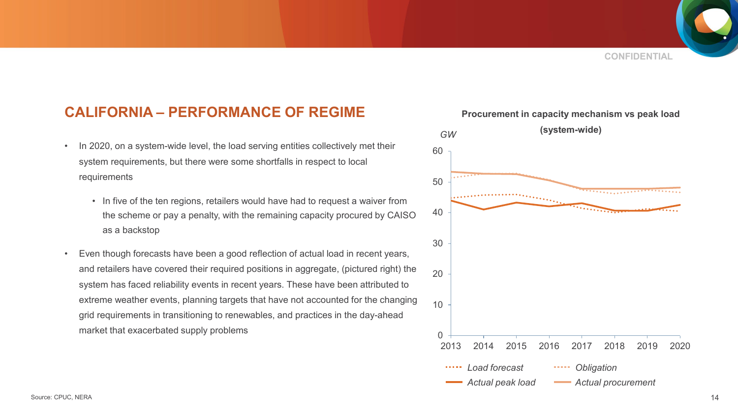## CALIFORNIA – PERFORMANCE OF REGIME

- In 2020, on a system-wide level, the load serving entities collectively met their system requirements, but there were some shortfalls in respect to local requirements
  - In five of the ten regions, retailers would have had to request a waiver from the scheme or pay a penalty, with the remaining capacity procured by CAISO as a backstop
- Even though forecasts have been a good reflection of actual load in recent years, and retailers have covered their required positions in aggregate, (pictured right) the system has faced reliability events in recent years. These have been attributed to extreme weather events, planning targets that have not accounted for the changing grid requirements in transitioning to renewables, and practices in the day-ahead market that exacerbated supply problems

**Procurement in capacity mechanism vs peak load (system-wide)**

GW

Legend: *Load forecast*, *Obligation*, *Actual peak load*, *Actual procurement*

Years: 2013–2020; axis 0–60 GW

Source: CPUC, NERA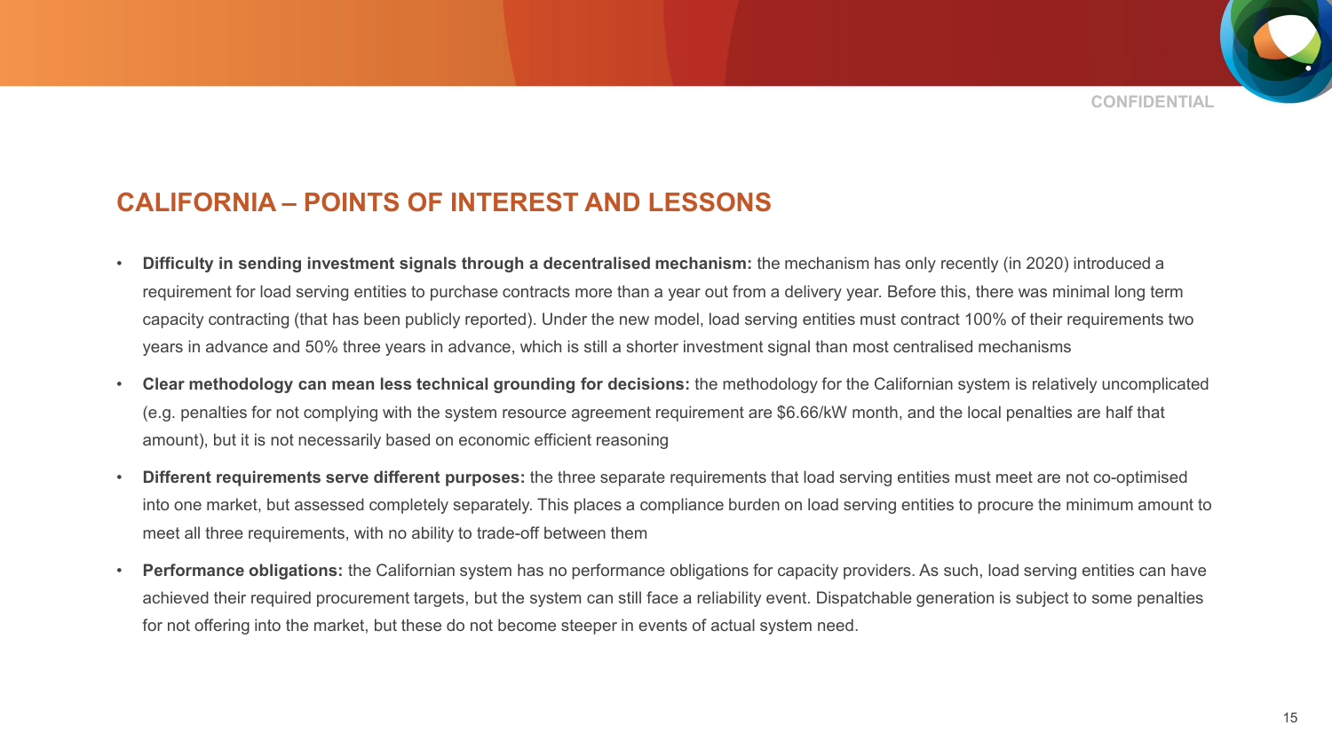## CALIFORNIA – POINTS OF INTEREST AND LESSONS

- **Difficulty in sending investment signals through a decentralised mechanism:** the mechanism has only recently (in 2020) introduced a requirement for load serving entities to purchase contracts more than a year out from a delivery year. Before this, there was minimal long term capacity contracting (that has been publicly reported). Under the new model, load serving entities must contract 100% of their requirements two years in advance and 50% three years in advance, which is still a shorter investment signal than most centralised mechanisms
- **Clear methodology can mean less technical grounding for decisions:** the methodology for the Californian system is relatively uncomplicated (e.g. penalties for not complying with the system resource agreement requirement are $6.66/kW month, and the local penalties are half that amount), but it is not necessarily based on economic efficient reasoning
- **Different requirements serve different purposes:** the three separate requirements that load serving entities must meet are not co-optimised into one market, but assessed completely separately. This places a compliance burden on load serving entities to procure the minimum amount to meet all three requirements, with no ability to trade-off between them
- **Performance obligations:** the Californian system has no performance obligations for capacity providers. As such, load serving entities can have achieved their required procurement targets, but the system can still face a reliability event. Dispatchable generation is subject to some penalties for not offering into the market, but these do not become steeper in events of actual system need.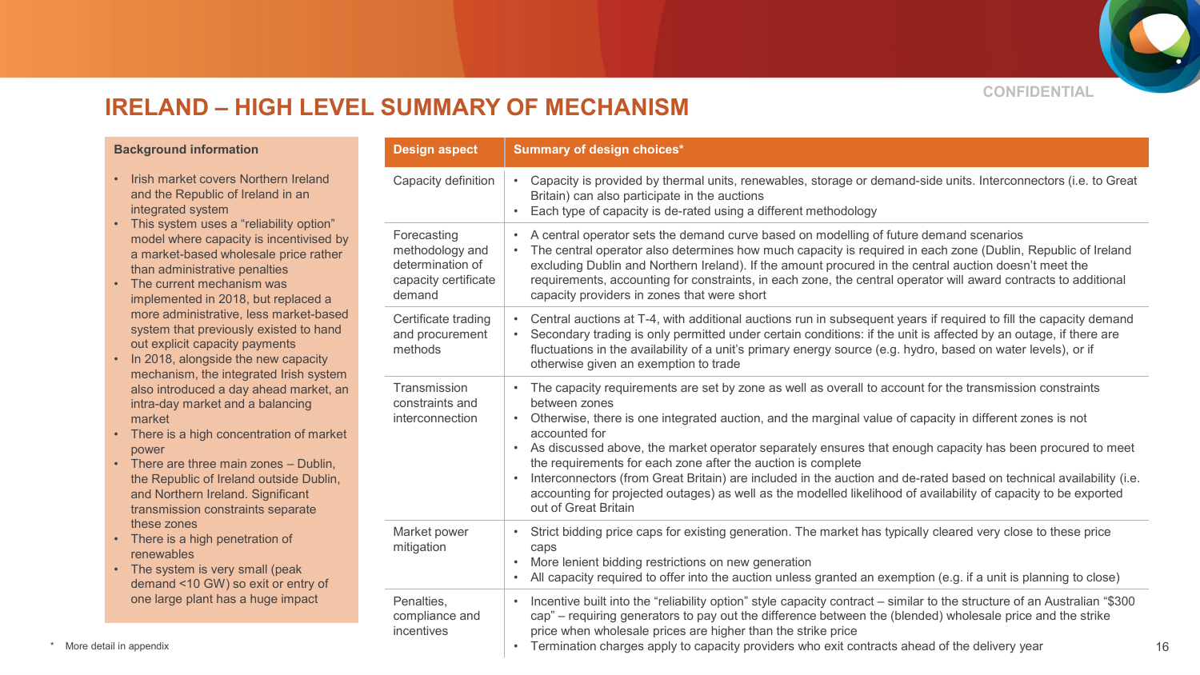CONFIDENTIAL

# IRELAND – HIGH LEVEL SUMMARY OF MECHANISM

**Background information**

- Irish market covers Northern Ireland and the Republic of Ireland in an integrated system
- This system uses a "reliability option" model where capacity is incentivised by a market-based wholesale price rather than administrative penalties
- The current mechanism was implemented in 2018, but replaced a more administrative, less market-based system that previously existed to hand out explicit capacity payments
- In 2018, alongside the new capacity mechanism, the integrated Irish system also introduced a day ahead market, an intra-day market and a balancing market
- There is a high concentration of market power
- There are three main zones – Dublin, the Republic of Ireland outside Dublin, and Northern Ireland. Significant transmission constraints separate these zones
- There is a high penetration of renewables
- The system is very small (peak demand <10 GW) so exit or entry of one large plant has a huge impact

| Design aspect | Summary of design choices* |
|---|---|
| Capacity definition | • Capacity is provided by thermal units, renewables, storage or demand-side units. Interconnectors (i.e. to Great Britain) can also participate in the auctions<br>• Each type of capacity is de-rated using a different methodology |
| Forecasting methodology and determination of capacity certificate demand | • A central operator sets the demand curve based on modelling of future demand scenarios<br>• The central operator also determines how much capacity is required in each zone (Dublin, Republic of Ireland excluding Dublin and Northern Ireland). If the amount procured in the central auction doesn't meet the requirements, accounting for constraints, in each zone, the central operator will award contracts to additional capacity providers in zones that were short |
| Certificate trading and procurement methods | • Central auctions at T-4, with additional auctions run in subsequent years if required to fill the capacity demand<br>• Secondary trading is only permitted under certain conditions: if the unit is affected by an outage, if there are fluctuations in the availability of a unit's primary energy source (e.g. hydro, based on water levels), or if otherwise given an exemption to trade |
| Transmission constraints and interconnection | • The capacity requirements are set by zone as well as overall to account for the transmission constraints between zones<br>• Otherwise, there is one integrated auction, and the marginal value of capacity in different zones is not accounted for<br>• As discussed above, the market operator separately ensures that enough capacity has been procured to meet the requirements for each zone after the auction is complete<br>• Interconnectors (from Great Britain) are included in the auction and de-rated based on technical availability (i.e. accounting for projected outages) as well as the modelled likelihood of availability of capacity to be exported out of Great Britain |
| Market power mitigation | • Strict bidding price caps for existing generation. The market has typically cleared very close to these price caps<br>• More lenient bidding restrictions on new generation<br>• All capacity required to offer into the auction unless granted an exemption (e.g. if a unit is planning to close) |
| Penalties, compliance and incentives | • Incentive built into the "reliability option" style capacity contract – similar to the structure of an Australian "$300 cap" – requiring generators to pay out the difference between the (blended) wholesale price and the strike price when wholesale prices are higher than the strike price<br>• Termination charges apply to capacity providers who exit contracts ahead of the delivery year |

\* More detail in appendix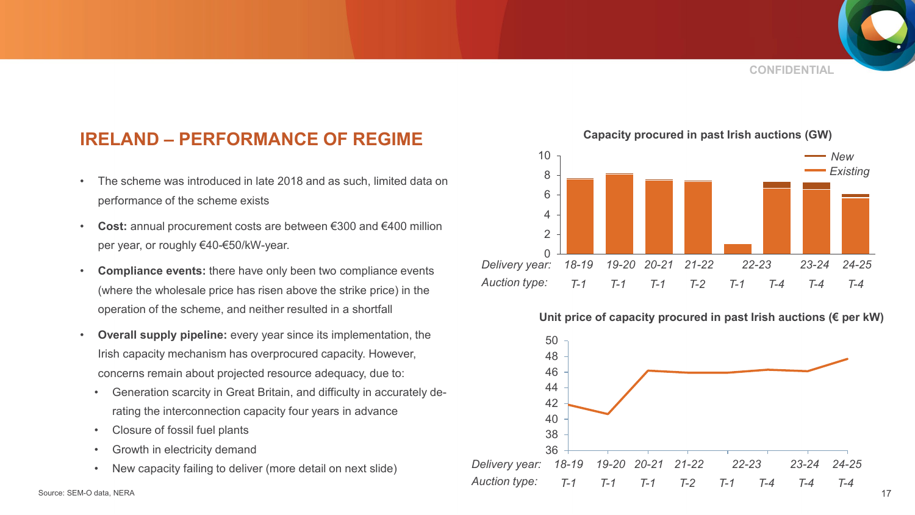## IRELAND – PERFORMANCE OF REGIME

- The scheme was introduced in late 2018 and as such, limited data on performance of the scheme exists
- **Cost:** annual procurement costs are between €300 and €400 million per year, or roughly €40-€50/kW-year.
- **Compliance events:** there have only been two compliance events (where the wholesale price has risen above the strike price) in the operation of the scheme, and neither resulted in a shortfall
- **Overall supply pipeline:** every year since its implementation, the Irish capacity mechanism has overprocured capacity. However, concerns remain about projected resource adequacy, due to:
  - Generation scarcity in Great Britain, and difficulty in accurately de-rating the interconnection capacity four years in advance
  - Closure of fossil fuel plants
  - Growth in electricity demand
  - New capacity failing to deliver (more detail on next slide)

**Capacity procured in past Irish auctions (GW)**

| Delivery year | 18-19 | 19-20 | 20-21 | 21-22 | 22-23 | 23-24 | 24-25 |
|---|---|---|---|---|---|---|---|
| Auction type | T-1 | T-1 | T-1 | T-2 | T-1 | T-4 | T-4 | T-4 |

**Unit price of capacity procured in past Irish auctions (€ per kW)**

| Delivery year | 18-19 | 19-20 | 20-21 | 21-22 | 22-23 | | 23-24 | 24-25 |
|---|---|---|---|---|---|---|---|---|
| Auction type | T-1 | T-1 | T-1 | T-2 | T-1 | T-4 | T-4 | T-4 |

Source: SEM-O data, NERA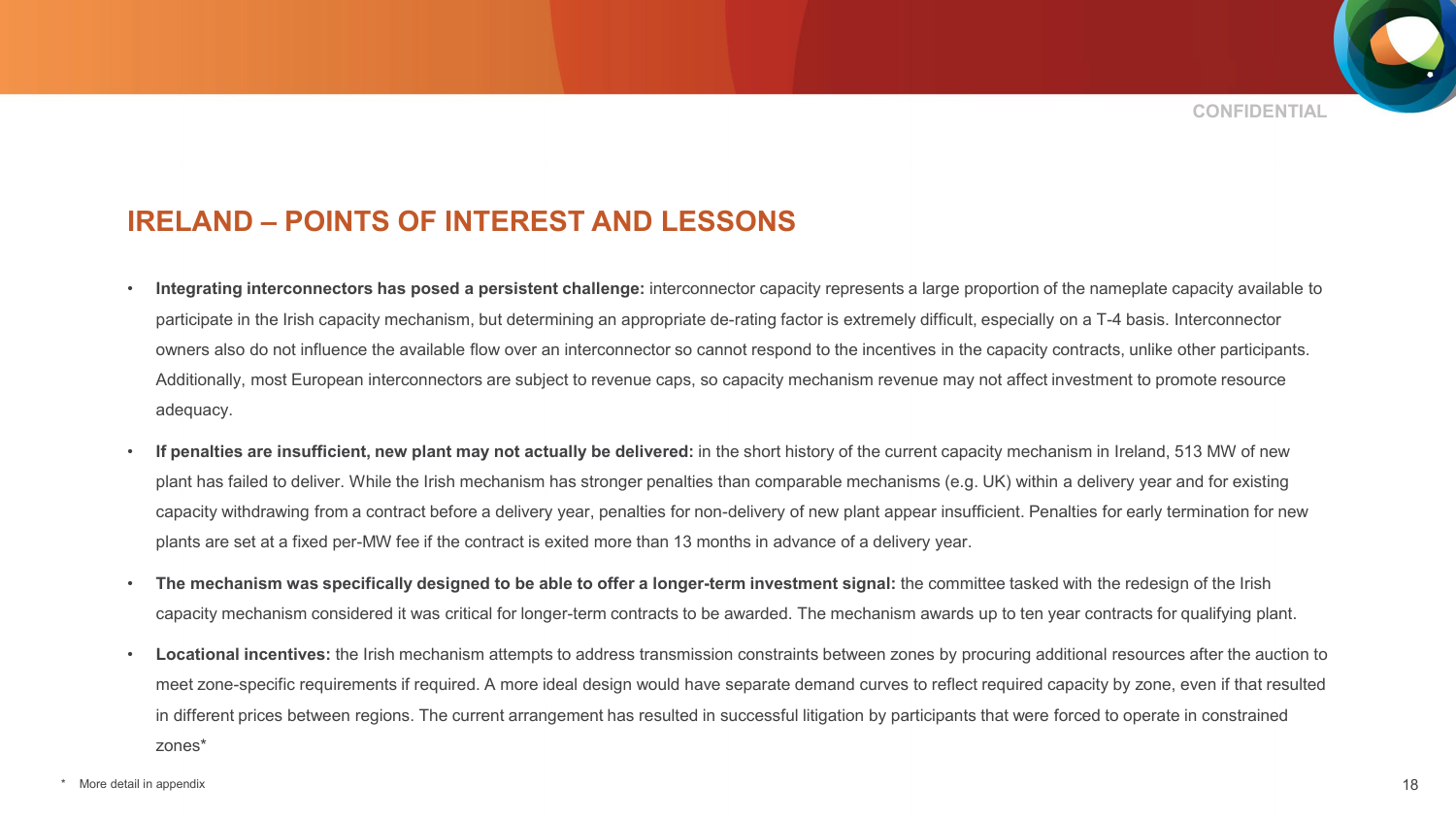## IRELAND – POINTS OF INTEREST AND LESSONS

- **Integrating interconnectors has posed a persistent challenge:** interconnector capacity represents a large proportion of the nameplate capacity available to participate in the Irish capacity mechanism, but determining an appropriate de-rating factor is extremely difficult, especially on a T-4 basis. Interconnector owners also do not influence the available flow over an interconnector so cannot respond to the incentives in the capacity contracts, unlike other participants. Additionally, most European interconnectors are subject to revenue caps, so capacity mechanism revenue may not affect investment to promote resource adequacy.
- **If penalties are insufficient, new plant may not actually be delivered:** in the short history of the current capacity mechanism in Ireland, 513 MW of new plant has failed to deliver. While the Irish mechanism has stronger penalties than comparable mechanisms (e.g. UK) within a delivery year and for existing capacity withdrawing from a contract before a delivery year, penalties for non-delivery of new plant appear insufficient. Penalties for early termination for new plants are set at a fixed per-MW fee if the contract is exited more than 13 months in advance of a delivery year.
- **The mechanism was specifically designed to be able to offer a longer-term investment signal:** the committee tasked with the redesign of the Irish capacity mechanism considered it was critical for longer-term contracts to be awarded. The mechanism awards up to ten year contracts for qualifying plant.
- **Locational incentives:** the Irish mechanism attempts to address transmission constraints between zones by procuring additional resources after the auction to meet zone-specific requirements if required. A more ideal design would have separate demand curves to reflect required capacity by zone, even if that resulted in different prices between regions. The current arrangement has resulted in successful litigation by participants that were forced to operate in constrained zones*

\* More detail in appendix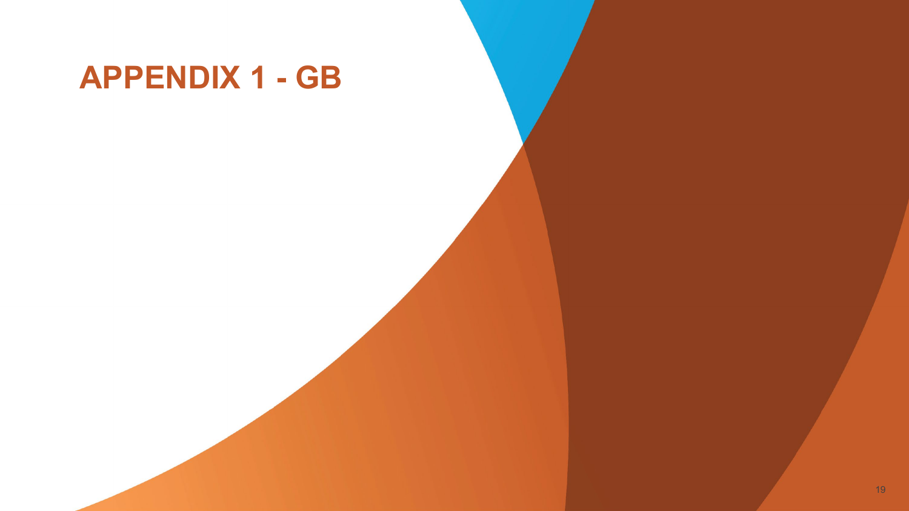# APPENDIX 1 - GB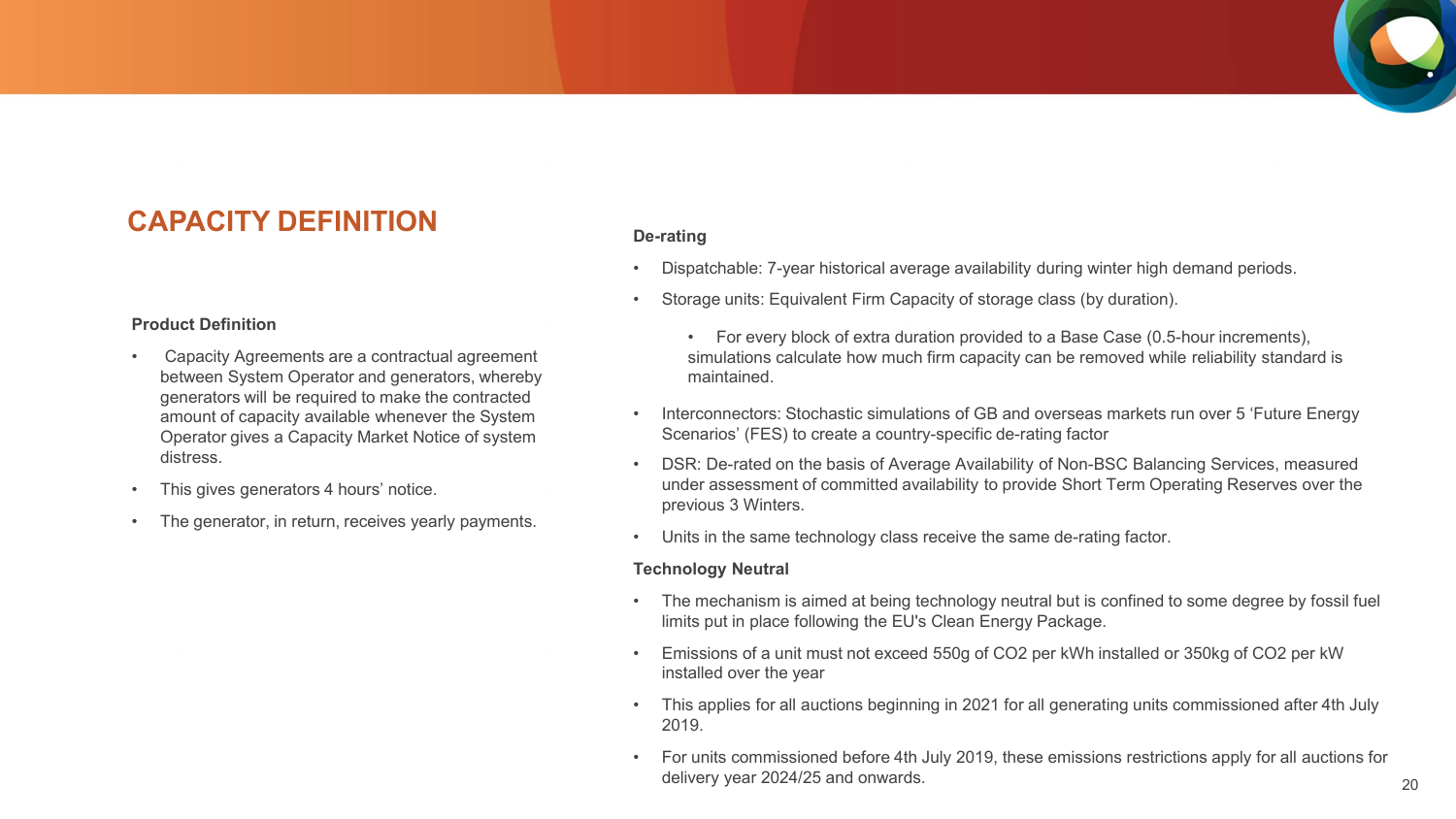# CAPACITY DEFINITION

### Product Definition

- Capacity Agreements are a contractual agreement between System Operator and generators, whereby generators will be required to make the contracted amount of capacity available whenever the System Operator gives a Capacity Market Notice of system distress.
- This gives generators 4 hours' notice.
- The generator, in return, receives yearly payments.

### De-rating

- Dispatchable: 7-year historical average availability during winter high demand periods.
- Storage units: Equivalent Firm Capacity of storage class (by duration).
  - For every block of extra duration provided to a Base Case (0.5-hour increments), simulations calculate how much firm capacity can be removed while reliability standard is maintained.
- Interconnectors: Stochastic simulations of GB and overseas markets run over 5 'Future Energy Scenarios' (FES) to create a country-specific de-rating factor
- DSR: De-rated on the basis of Average Availability of Non-BSC Balancing Services, measured under assessment of committed availability to provide Short Term Operating Reserves over the previous 3 Winters.
- Units in the same technology class receive the same de-rating factor.

### Technology Neutral

- The mechanism is aimed at being technology neutral but is confined to some degree by fossil fuel limits put in place following the EU's Clean Energy Package.
- Emissions of a unit must not exceed 550g of $CO_2$ per kWh installed or 350kg of $CO_2$ per kW installed over the year
- This applies for all auctions beginning in 2021 for all generating units commissioned after 4th July 2019.
- For units commissioned before 4th July 2019, these emissions restrictions apply for all auctions for delivery year 2024/25 and onwards.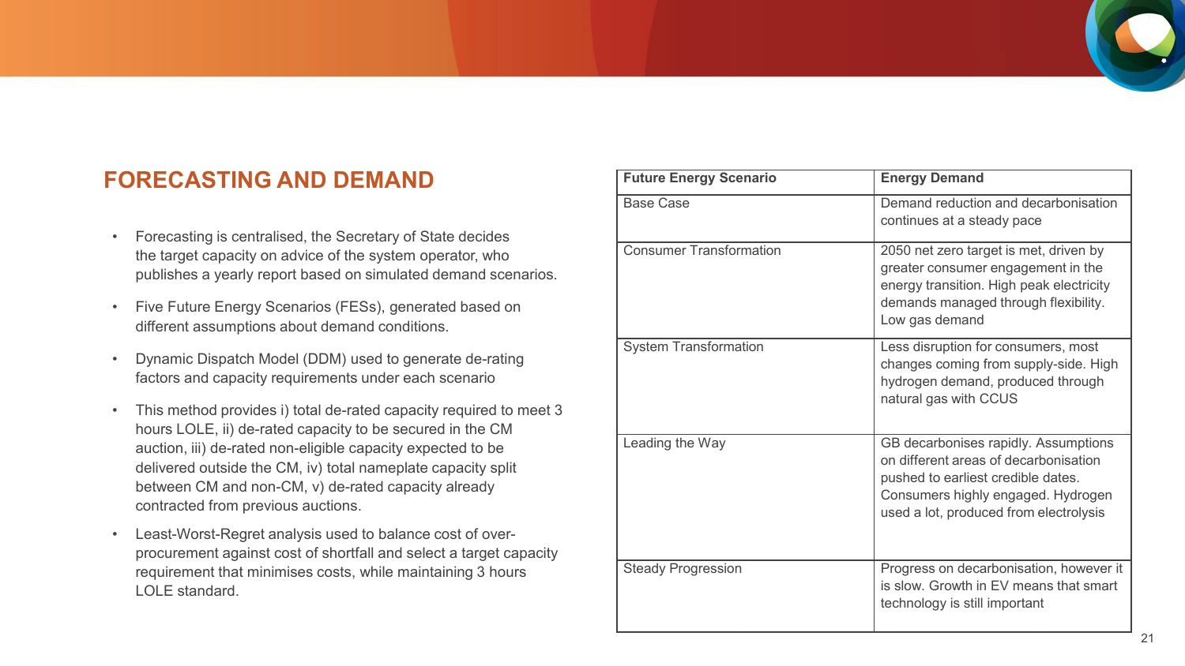## FORECASTING AND DEMAND

- Forecasting is centralised, the Secretary of State decides the target capacity on advice of the system operator, who publishes a yearly report based on simulated demand scenarios.
- Five Future Energy Scenarios (FESs), generated based on different assumptions about demand conditions.
- Dynamic Dispatch Model (DDM) used to generate de-rating factors and capacity requirements under each scenario
- This method provides i) total de-rated capacity required to meet 3 hours LOLE, ii) de-rated capacity to be secured in the CM auction, iii) de-rated non-eligible capacity expected to be delivered outside the CM, iv) total nameplate capacity split between CM and non-CM, v) de-rated capacity already contracted from previous auctions.
- Least-Worst-Regret analysis used to balance cost of over-procurement against cost of shortfall and select a target capacity requirement that minimises costs, while maintaining 3 hours LOLE standard.

| Future Energy Scenario | Energy Demand |
|---|---|
| Base Case | Demand reduction and decarbonisation continues at a steady pace |
| Consumer Transformation | 2050 net zero target is met, driven by greater consumer engagement in the energy transition. High peak electricity demands managed through flexibility. Low gas demand |
| System Transformation | Less disruption for consumers, most changes coming from supply-side. High hydrogen demand, produced through natural gas with CCUS |
| Leading the Way | GB decarbonises rapidly. Assumptions on different areas of decarbonisation pushed to earliest credible dates. Consumers highly engaged. Hydrogen used a lot, produced from electrolysis |
| Steady Progression | Progress on decarbonisation, however it is slow. Growth in EV means that smart technology is still important |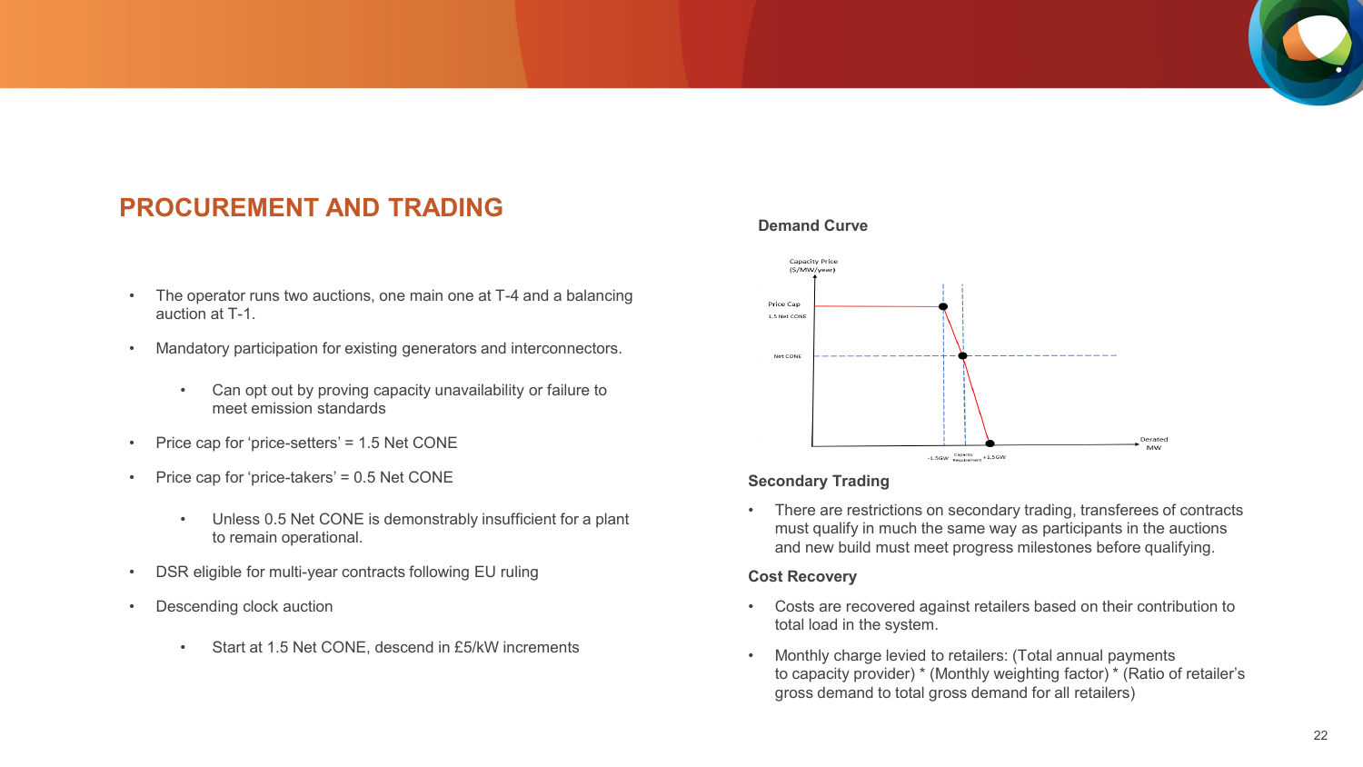## PROCUREMENT AND TRADING

- The operator runs two auctions, one main one at T-4 and a balancing auction at T-1.
- Mandatory participation for existing generators and interconnectors.
  - Can opt out by proving capacity unavailability or failure to meet emission standards
- Price cap for 'price-setters' = 1.5 Net CONE
- Price cap for 'price-takers' = 0.5 Net CONE
  - Unless 0.5 Net CONE is demonstrably insufficient for a plant to remain operational.
- DSR eligible for multi-year contracts following EU ruling
- Descending clock auction
  - Start at 1.5 Net CONE, descend in £5/kW increments

**Demand Curve**

Capacity Price ($/MW/year)

Price Cap 1.5 Net CONE

Net CONE

Derated MW

-1.5GW Capacity Requirement +1.5GW

**Secondary Trading**

- There are restrictions on secondary trading, transferees of contracts must qualify in much the same way as participants in the auctions and new build must meet progress milestones before qualifying.

**Cost Recovery**

- Costs are recovered against retailers based on their contribution to total load in the system.
- Monthly charge levied to retailers: (Total annual payments to capacity provider) * (Monthly weighting factor) * (Ratio of retailer's gross demand to total gross demand for all retailers)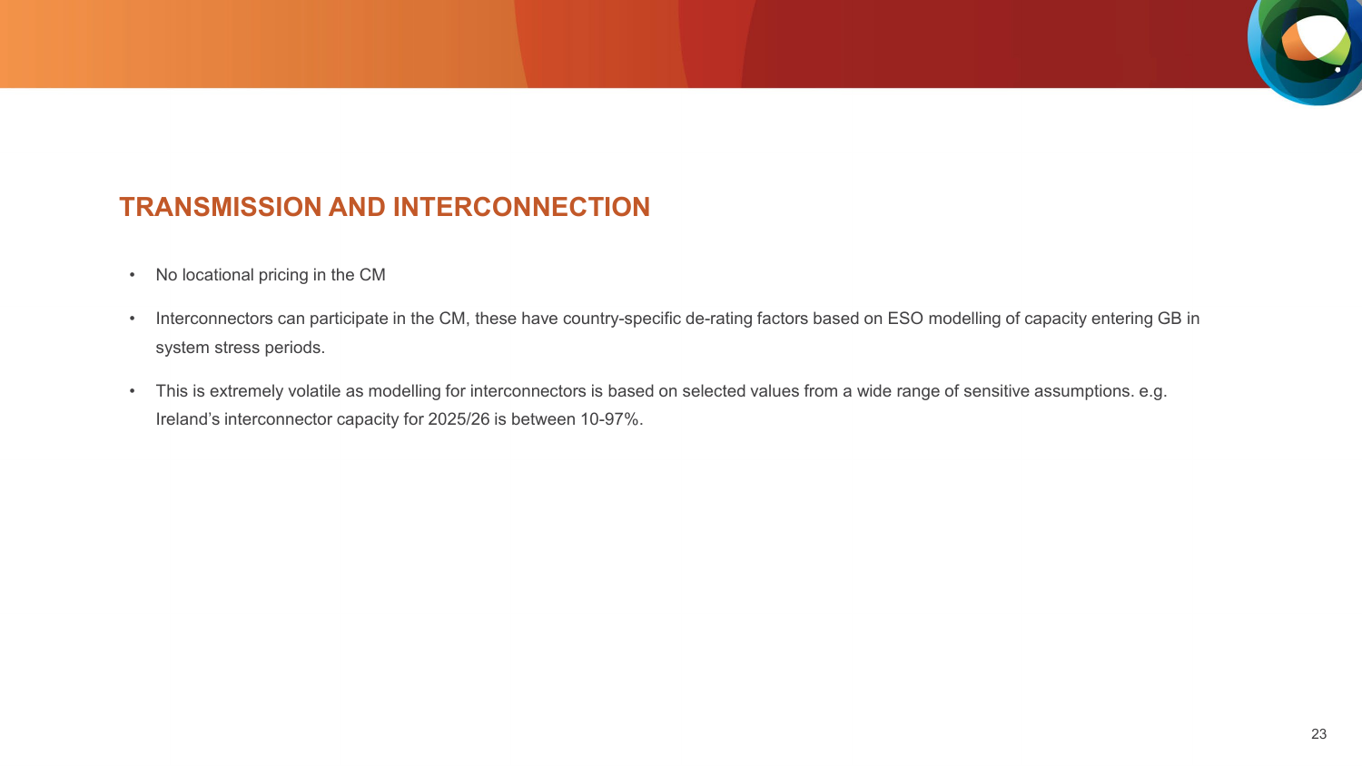## TRANSMISSION AND INTERCONNECTION

- No locational pricing in the CM
- Interconnectors can participate in the CM, these have country-specific de-rating factors based on ESO modelling of capacity entering GB in system stress periods.
- This is extremely volatile as modelling for interconnectors is based on selected values from a wide range of sensitive assumptions. e.g. Ireland's interconnector capacity for 2025/26 is between 10-97%.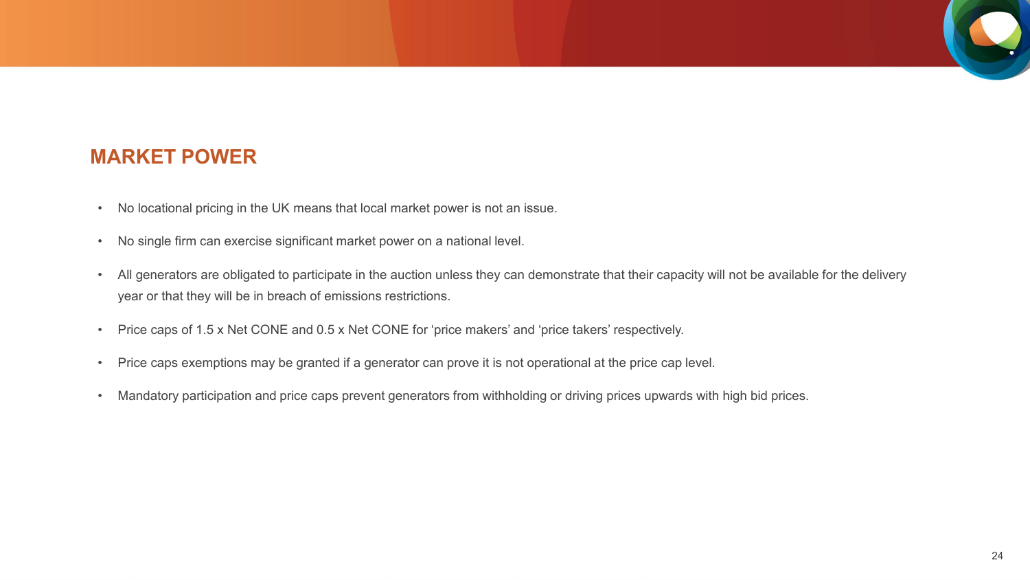## MARKET POWER

- No locational pricing in the UK means that local market power is not an issue.
- No single firm can exercise significant market power on a national level.
- All generators are obligated to participate in the auction unless they can demonstrate that their capacity will not be available for the delivery year or that they will be in breach of emissions restrictions.
- Price caps of 1.5 x Net CONE and 0.5 x Net CONE for ‘price makers’ and ‘price takers’ respectively.
- Price caps exemptions may be granted if a generator can prove it is not operational at the price cap level.
- Mandatory participation and price caps prevent generators from withholding or driving prices upwards with high bid prices.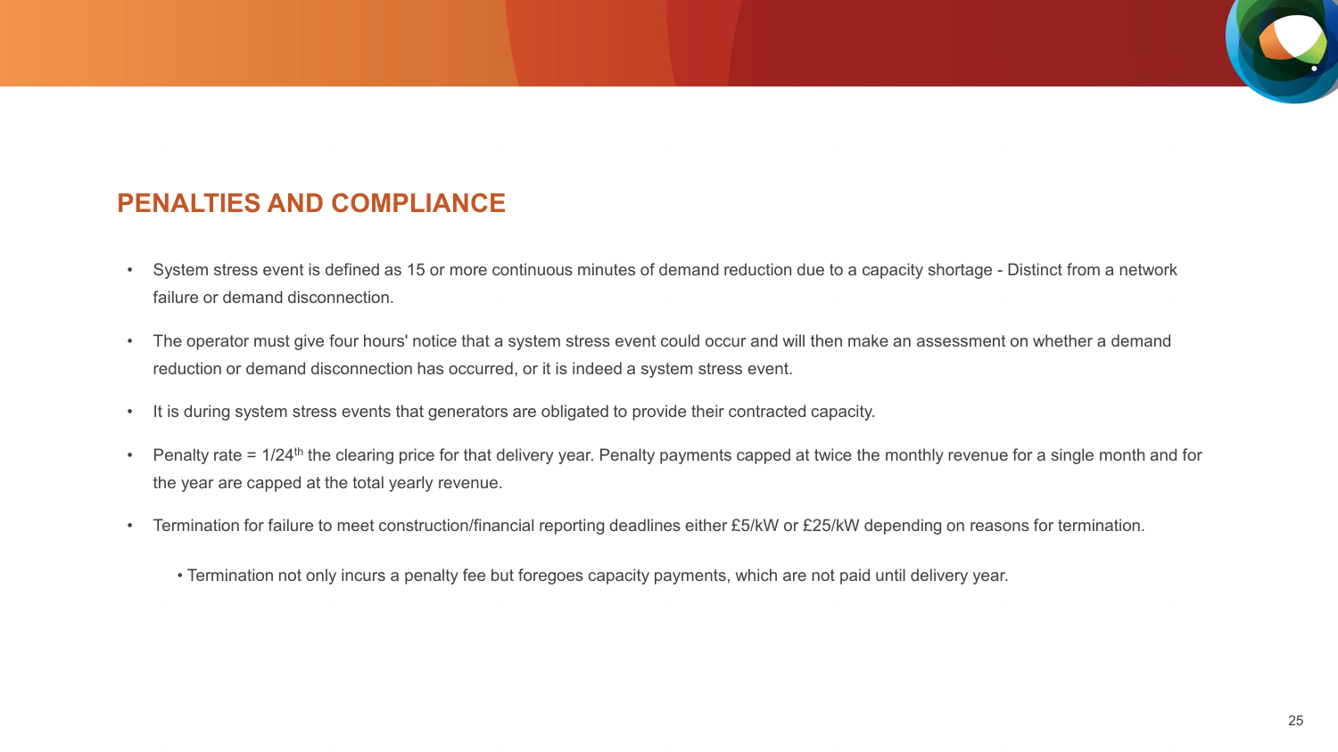## PENALTIES AND COMPLIANCE

- System stress event is defined as 15 or more continuous minutes of demand reduction due to a capacity shortage - Distinct from a network failure or demand disconnection.
- The operator must give four hours' notice that a system stress event could occur and will then make an assessment on whether a demand reduction or demand disconnection has occurred, or it is indeed a system stress event.
- It is during system stress events that generators are obligated to provide their contracted capacity.
- Penalty rate = 1/24$^{th}$ the clearing price for that delivery year. Penalty payments capped at twice the monthly revenue for a single month and for the year are capped at the total yearly revenue.
- Termination for failure to meet construction/financial reporting deadlines either £5/kW or £25/kW depending on reasons for termination.
  - Termination not only incurs a penalty fee but foregoes capacity payments, which are not paid until delivery year.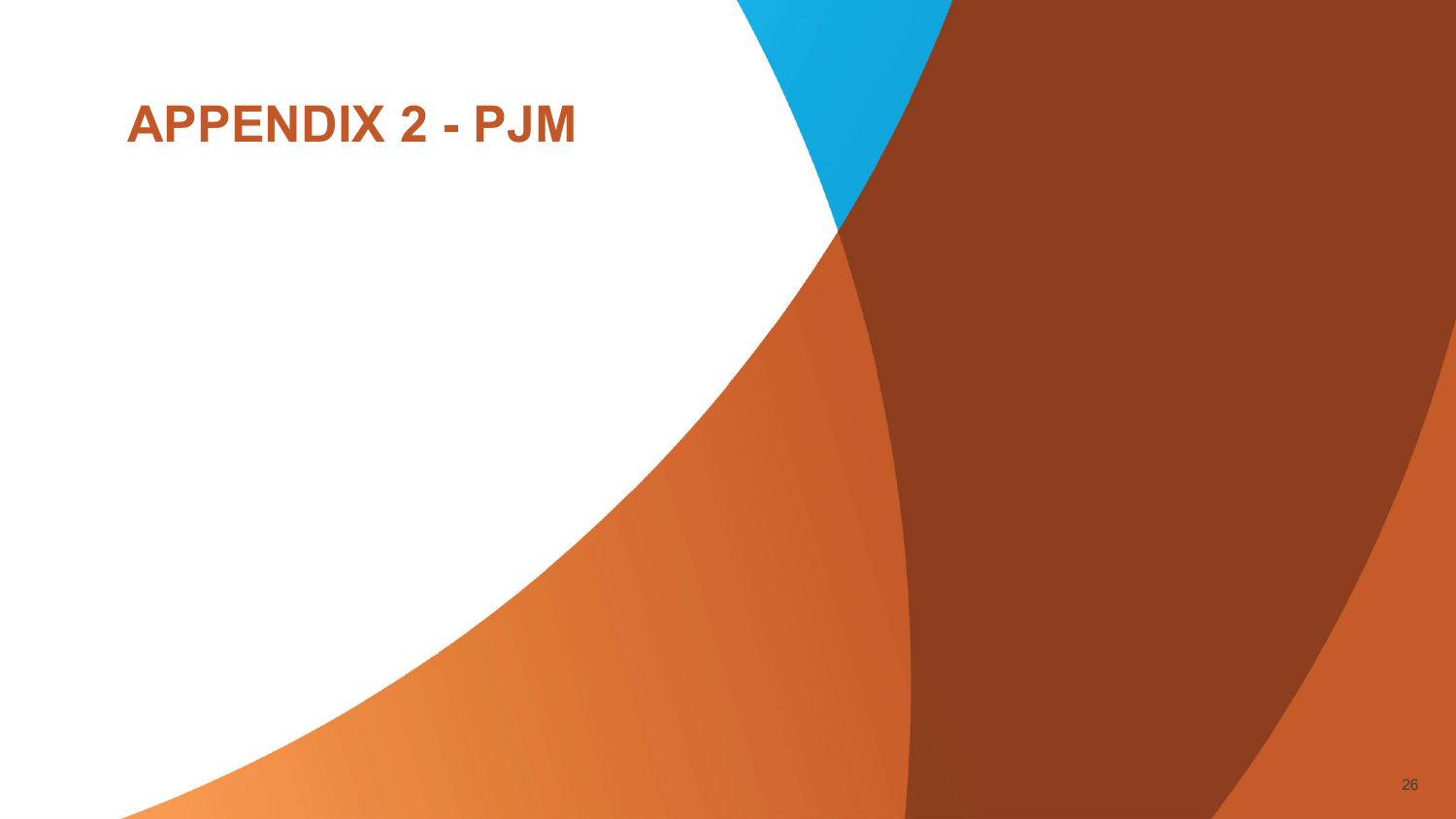# APPENDIX 2 - PJM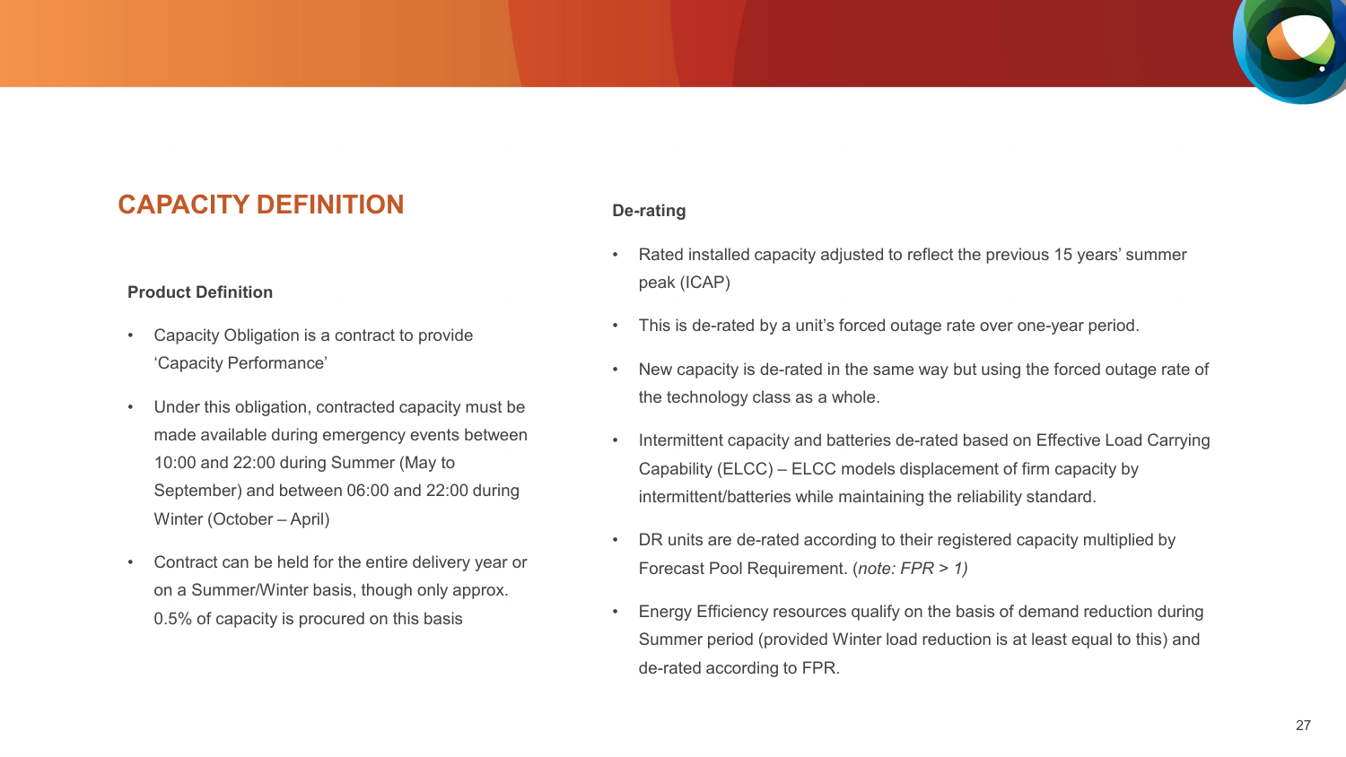# CAPACITY DEFINITION

### Product Definition

- Capacity Obligation is a contract to provide ‘Capacity Performance’
- Under this obligation, contracted capacity must be made available during emergency events between 10:00 and 22:00 during Summer (May to September) and between 06:00 and 22:00 during Winter (October – April)
- Contract can be held for the entire delivery year or on a Summer/Winter basis, though only approx. 0.5% of capacity is procured on this basis

### De-rating

- Rated installed capacity adjusted to reflect the previous 15 years’ summer peak (ICAP)
- This is de-rated by a unit’s forced outage rate over one-year period.
- New capacity is de-rated in the same way but using the forced outage rate of the technology class as a whole.
- Intermittent capacity and batteries de-rated based on Effective Load Carrying Capability (ELCC) – ELCC models displacement of firm capacity by intermittent/batteries while maintaining the reliability standard.
- DR units are de-rated according to their registered capacity multiplied by Forecast Pool Requirement. (*note: FPR > 1)*
- Energy Efficiency resources qualify on the basis of demand reduction during Summer period (provided Winter load reduction is at least equal to this) and de-rated according to FPR.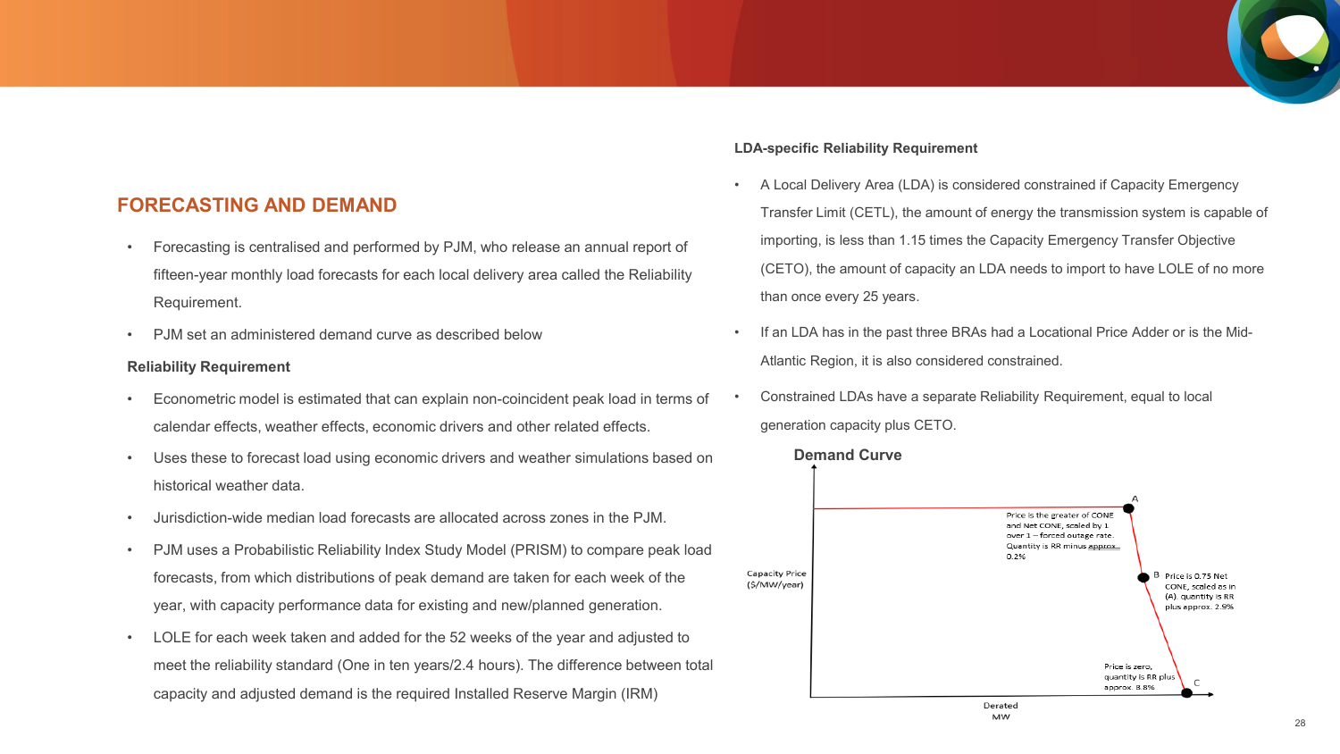## FORECASTING AND DEMAND

- Forecasting is centralised and performed by PJM, who release an annual report of fifteen-year monthly load forecasts for each local delivery area called the Reliability Requirement.
- PJM set an administered demand curve as described below

**Reliability Requirement**

- Econometric model is estimated that can explain non-coincident peak load in terms of calendar effects, weather effects, economic drivers and other related effects.
- Uses these to forecast load using economic drivers and weather simulations based on historical weather data.
- Jurisdiction-wide median load forecasts are allocated across zones in the PJM.
- PJM uses a Probabilistic Reliability Index Study Model (PRISM) to compare peak load forecasts, from which distributions of peak demand are taken for each week of the year, with capacity performance data for existing and new/planned generation.
- LOLE for each week taken and added for the 52 weeks of the year and adjusted to meet the reliability standard (One in ten years/2.4 hours). The difference between total capacity and adjusted demand is the required Installed Reserve Margin (IRM)

**LDA-specific Reliability Requirement**

- A Local Delivery Area (LDA) is considered constrained if Capacity Emergency Transfer Limit (CETL), the amount of energy the transmission system is capable of importing, is less than 1.15 times the Capacity Emergency Transfer Objective (CETO), the amount of capacity an LDA needs to import to have LOLE of no more than once every 25 years.
- If an LDA has in the past three BRAs had a Locational Price Adder or is the Mid-Atlantic Region, it is also considered constrained.
- Constrained LDAs have a separate Reliability Requirement, equal to local generation capacity plus CETO.

**Demand Curve**

Capacity Price ($/MW/year) vs. Derated MW

- A: Price is the greater of CONE and Net CONE, scaled by 1 over 1 – forced outage rate. Quantity is RR minus approx. 0.2%
- B: Price is 0.75 Net CONE, scaled as in (A). quantity is RR plus approx. 2.9%
- C: Price is zero, quantity is RR plus approx. 8.8%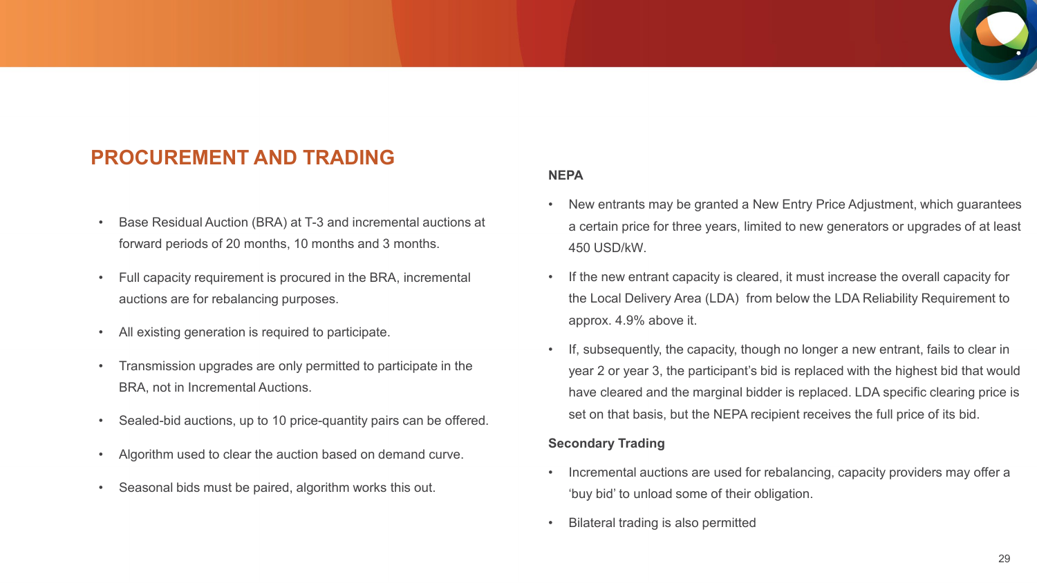## PROCUREMENT AND TRADING

- Base Residual Auction (BRA) at T-3 and incremental auctions at forward periods of 20 months, 10 months and 3 months.
- Full capacity requirement is procured in the BRA, incremental auctions are for rebalancing purposes.
- All existing generation is required to participate.
- Transmission upgrades are only permitted to participate in the BRA, not in Incremental Auctions.
- Sealed-bid auctions, up to 10 price-quantity pairs can be offered.
- Algorithm used to clear the auction based on demand curve.
- Seasonal bids must be paired, algorithm works this out.

**NEPA**

- New entrants may be granted a New Entry Price Adjustment, which guarantees a certain price for three years, limited to new generators or upgrades of at least 450 USD/kW.
- If the new entrant capacity is cleared, it must increase the overall capacity for the Local Delivery Area (LDA) from below the LDA Reliability Requirement to approx. 4.9% above it.
- If, subsequently, the capacity, though no longer a new entrant, fails to clear in year 2 or year 3, the participant's bid is replaced with the highest bid that would have cleared and the marginal bidder is replaced. LDA specific clearing price is set on that basis, but the NEPA recipient receives the full price of its bid.

**Secondary Trading**

- Incremental auctions are used for rebalancing, capacity providers may offer a 'buy bid' to unload some of their obligation.
- Bilateral trading is also permitted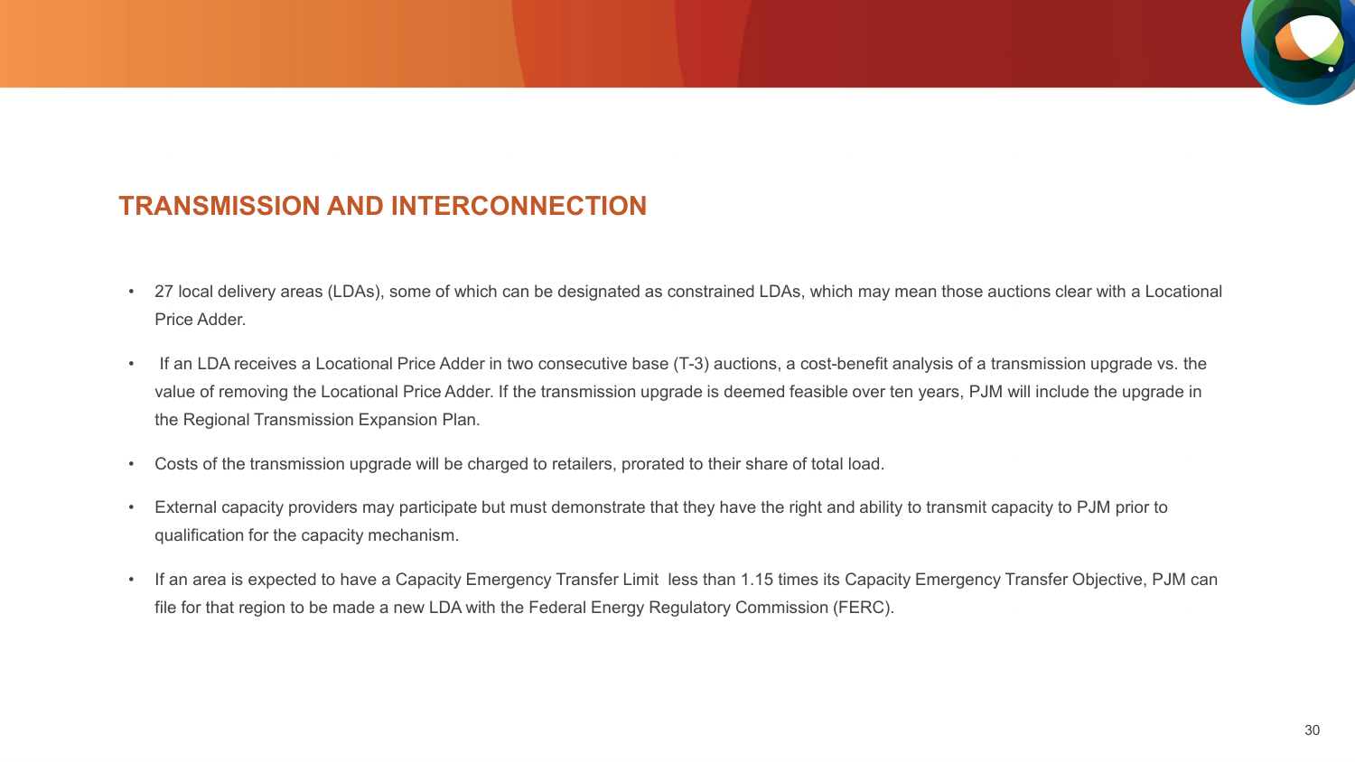## TRANSMISSION AND INTERCONNECTION

- 27 local delivery areas (LDAs), some of which can be designated as constrained LDAs, which may mean those auctions clear with a Locational Price Adder.
- If an LDA receives a Locational Price Adder in two consecutive base (T-3) auctions, a cost-benefit analysis of a transmission upgrade vs. the value of removing the Locational Price Adder. If the transmission upgrade is deemed feasible over ten years, PJM will include the upgrade in the Regional Transmission Expansion Plan.
- Costs of the transmission upgrade will be charged to retailers, prorated to their share of total load.
- External capacity providers may participate but must demonstrate that they have the right and ability to transmit capacity to PJM prior to qualification for the capacity mechanism.
- If an area is expected to have a Capacity Emergency Transfer Limit less than 1.15 times its Capacity Emergency Transfer Objective, PJM can file for that region to be made a new LDA with the Federal Energy Regulatory Commission (FERC).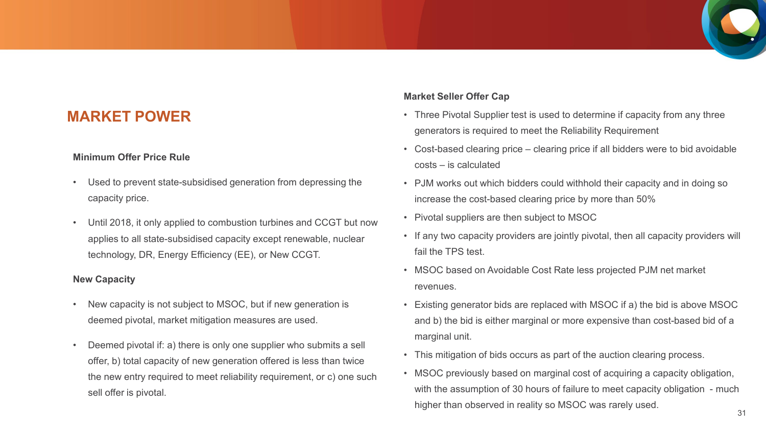## MARKET POWER

### Minimum Offer Price Rule

- Used to prevent state-subsidised generation from depressing the capacity price.
- Until 2018, it only applied to combustion turbines and CCGT but now applies to all state-subsidised capacity except renewable, nuclear technology, DR, Energy Efficiency (EE), or New CCGT.

### New Capacity

- New capacity is not subject to MSOC, but if new generation is deemed pivotal, market mitigation measures are used.
- Deemed pivotal if: a) there is only one supplier who submits a sell offer, b) total capacity of new generation offered is less than twice the new entry required to meet reliability requirement, or c) one such sell offer is pivotal.

### Market Seller Offer Cap

- Three Pivotal Supplier test is used to determine if capacity from any three generators is required to meet the Reliability Requirement
- Cost-based clearing price – clearing price if all bidders were to bid avoidable costs – is calculated
- PJM works out which bidders could withhold their capacity and in doing so increase the cost-based clearing price by more than 50%
- Pivotal suppliers are then subject to MSOC
- If any two capacity providers are jointly pivotal, then all capacity providers will fail the TPS test.
- MSOC based on Avoidable Cost Rate less projected PJM net market revenues.
- Existing generator bids are replaced with MSOC if a) the bid is above MSOC and b) the bid is either marginal or more expensive than cost-based bid of a marginal unit.
- This mitigation of bids occurs as part of the auction clearing process.
- MSOC previously based on marginal cost of acquiring a capacity obligation, with the assumption of 30 hours of failure to meet capacity obligation - much higher than observed in reality so MSOC was rarely used.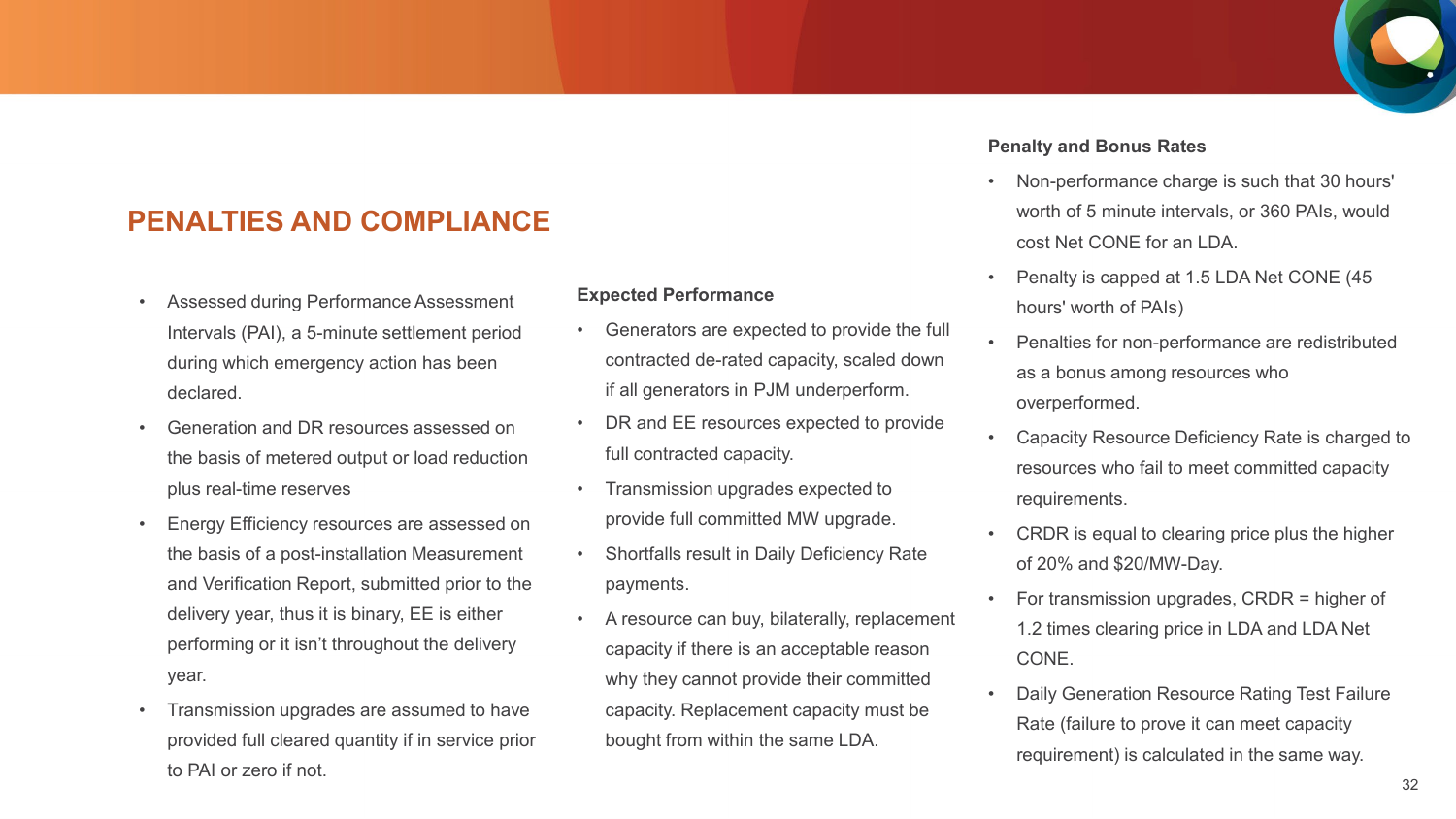## PENALTIES AND COMPLIANCE

- Assessed during Performance Assessment Intervals (PAI), a 5-minute settlement period during which emergency action has been declared.
- Generation and DR resources assessed on the basis of metered output or load reduction plus real-time reserves
- Energy Efficiency resources are assessed on the basis of a post-installation Measurement and Verification Report, submitted prior to the delivery year, thus it is binary, EE is either performing or it isn't throughout the delivery year.
- Transmission upgrades are assumed to have provided full cleared quantity if in service prior to PAI or zero if not.

**Expected Performance**

- Generators are expected to provide the full contracted de-rated capacity, scaled down if all generators in PJM underperform.
- DR and EE resources expected to provide full contracted capacity.
- Transmission upgrades expected to provide full committed MW upgrade.
- Shortfalls result in Daily Deficiency Rate payments.
- A resource can buy, bilaterally, replacement capacity if there is an acceptable reason why they cannot provide their committed capacity. Replacement capacity must be bought from within the same LDA.

**Penalty and Bonus Rates**

- Non-performance charge is such that 30 hours' worth of 5 minute intervals, or 360 PAIs, would cost Net CONE for an LDA.
- Penalty is capped at 1.5 LDA Net CONE (45 hours' worth of PAIs)
- Penalties for non-performance are redistributed as a bonus among resources who overperformed.
- Capacity Resource Deficiency Rate is charged to resources who fail to meet committed capacity requirements.
- CRDR is equal to clearing price plus the higher of 20% and $20/MW-Day.
- For transmission upgrades, CRDR = higher of 1.2 times clearing price in LDA and LDA Net CONE.
- Daily Generation Resource Rating Test Failure Rate (failure to prove it can meet capacity requirement) is calculated in the same way.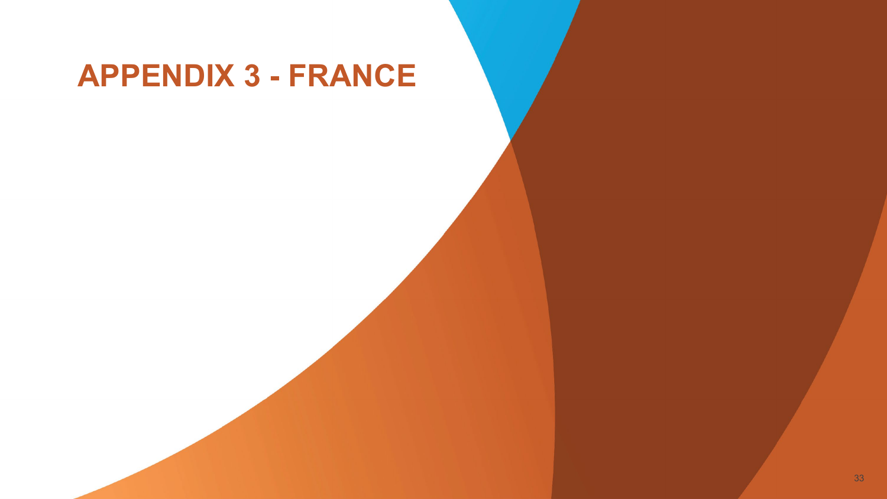# APPENDIX 3 - FRANCE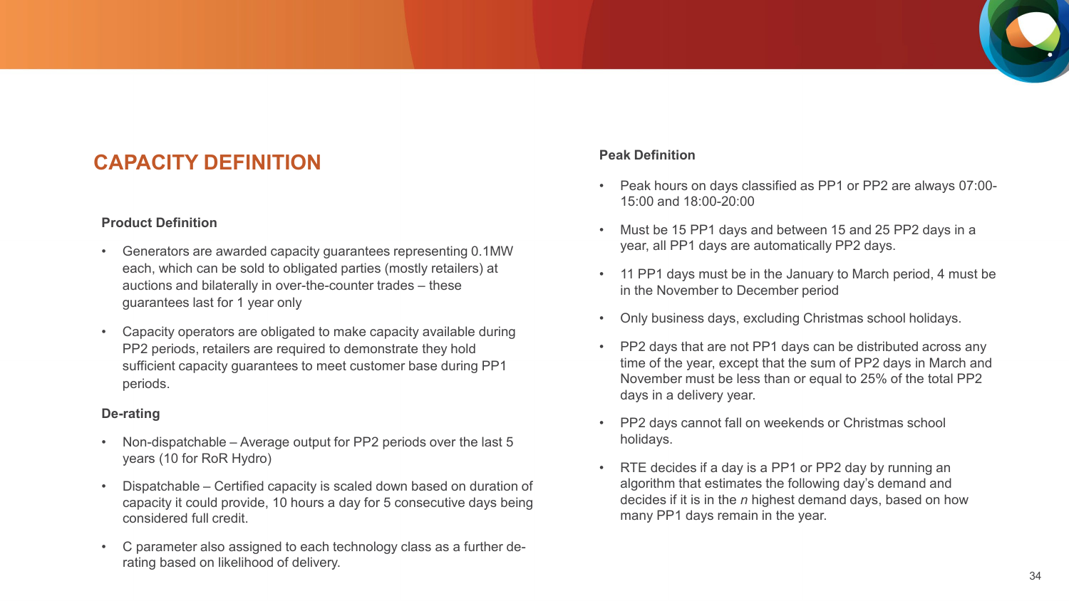## CAPACITY DEFINITION

### Product Definition

- Generators are awarded capacity guarantees representing 0.1MW each, which can be sold to obligated parties (mostly retailers) at auctions and bilaterally in over-the-counter trades – these guarantees last for 1 year only
- Capacity operators are obligated to make capacity available during PP2 periods, retailers are required to demonstrate they hold sufficient capacity guarantees to meet customer base during PP1 periods.

### De-rating

- Non-dispatchable – Average output for PP2 periods over the last 5 years (10 for RoR Hydro)
- Dispatchable – Certified capacity is scaled down based on duration of capacity it could provide, 10 hours a day for 5 consecutive days being considered full credit.
- C parameter also assigned to each technology class as a further de-rating based on likelihood of delivery.

### Peak Definition

- Peak hours on days classified as PP1 or PP2 are always 07:00-15:00 and 18:00-20:00
- Must be 15 PP1 days and between 15 and 25 PP2 days in a year, all PP1 days are automatically PP2 days.
- 11 PP1 days must be in the January to March period, 4 must be in the November to December period
- Only business days, excluding Christmas school holidays.
- PP2 days that are not PP1 days can be distributed across any time of the year, except that the sum of PP2 days in March and November must be less than or equal to 25% of the total PP2 days in a delivery year.
- PP2 days cannot fall on weekends or Christmas school holidays.
- RTE decides if a day is a PP1 or PP2 day by running an algorithm that estimates the following day's demand and decides if it is in the *n* highest demand days, based on how many PP1 days remain in the year.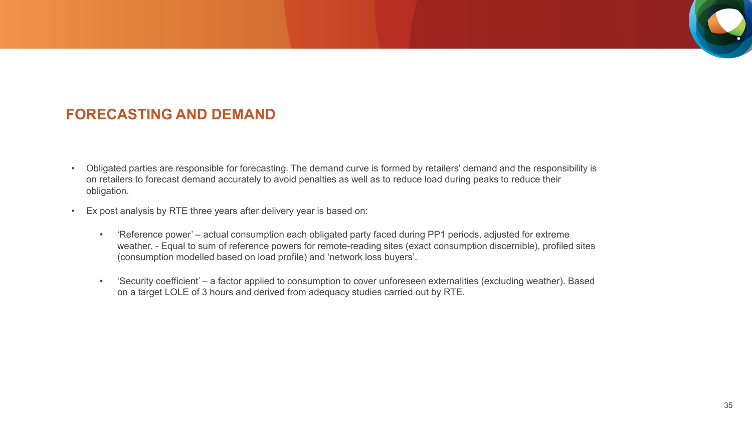## FORECASTING AND DEMAND

- Obligated parties are responsible for forecasting. The demand curve is formed by retailers' demand and the responsibility is on retailers to forecast demand accurately to avoid penalties as well as to reduce load during peaks to reduce their obligation.
- Ex post analysis by RTE three years after delivery year is based on:
  - ‘Reference power’ – actual consumption each obligated party faced during PP1 periods, adjusted for extreme weather. - Equal to sum of reference powers for remote-reading sites (exact consumption discernible), profiled sites (consumption modelled based on load profile) and ‘network loss buyers’.
  - ‘Security coefficient’ – a factor applied to consumption to cover unforeseen externalities (excluding weather). Based on a target LOLE of 3 hours and derived from adequacy studies carried out by RTE.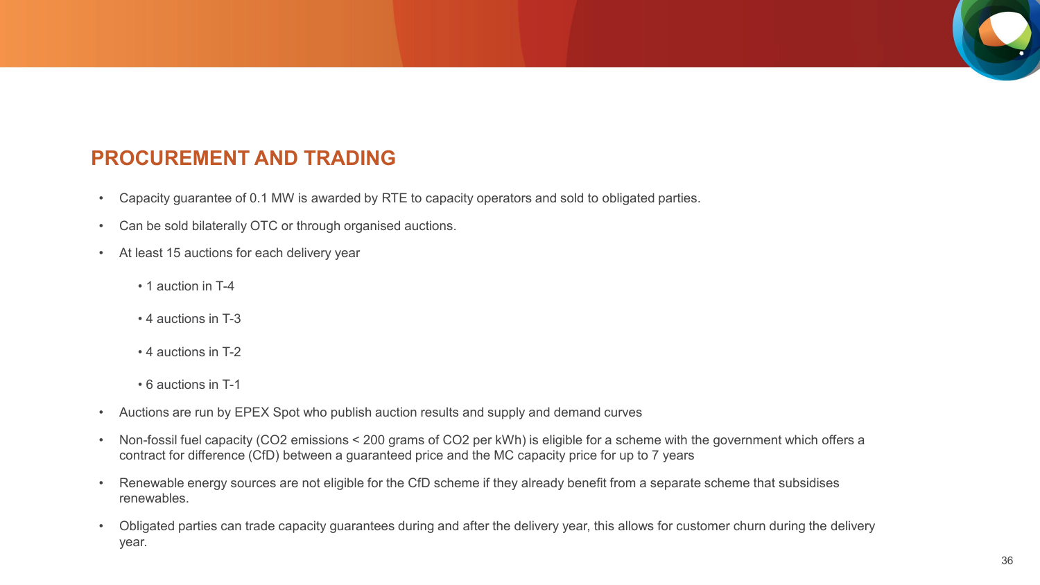## PROCUREMENT AND TRADING

- Capacity guarantee of 0.1 MW is awarded by RTE to capacity operators and sold to obligated parties.
- Can be sold bilaterally OTC or through organised auctions.
- At least 15 auctions for each delivery year
  - 1 auction in T-4
  - 4 auctions in T-3
  - 4 auctions in T-2
  - 6 auctions in T-1
- Auctions are run by EPEX Spot who publish auction results and supply and demand curves
- Non-fossil fuel capacity ($CO_2$ emissions < 200 grams of $CO_2$ per kWh) is eligible for a scheme with the government which offers a contract for difference (CfD) between a guaranteed price and the MC capacity price for up to 7 years
- Renewable energy sources are not eligible for the CfD scheme if they already benefit from a separate scheme that subsidises renewables.
- Obligated parties can trade capacity guarantees during and after the delivery year, this allows for customer churn during the delivery year.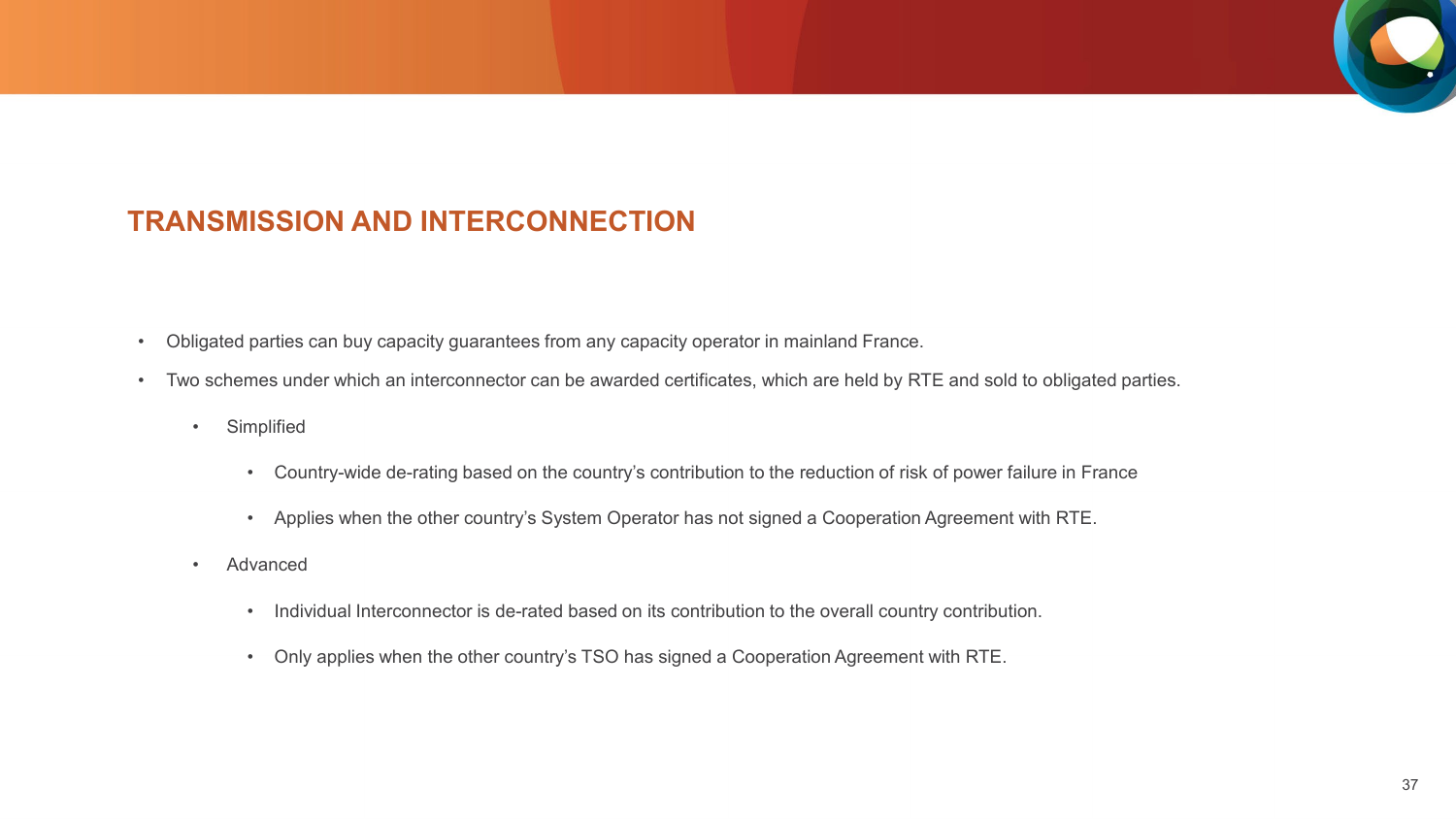## TRANSMISSION AND INTERCONNECTION

- Obligated parties can buy capacity guarantees from any capacity operator in mainland France.
- Two schemes under which an interconnector can be awarded certificates, which are held by RTE and sold to obligated parties.
  - Simplified
    - Country-wide de-rating based on the country's contribution to the reduction of risk of power failure in France
    - Applies when the other country's System Operator has not signed a Cooperation Agreement with RTE.
  - Advanced
    - Individual Interconnector is de-rated based on its contribution to the overall country contribution.
    - Only applies when the other country's TSO has signed a Cooperation Agreement with RTE.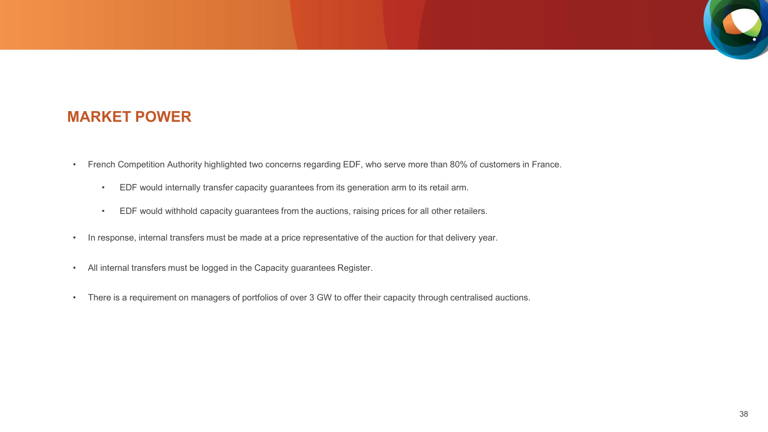## MARKET POWER

- French Competition Authority highlighted two concerns regarding EDF, who serve more than 80% of customers in France.
  - EDF would internally transfer capacity guarantees from its generation arm to its retail arm.
  - EDF would withhold capacity guarantees from the auctions, raising prices for all other retailers.
- In response, internal transfers must be made at a price representative of the auction for that delivery year.
- All internal transfers must be logged in the Capacity guarantees Register.
- There is a requirement on managers of portfolios of over 3 GW to offer their capacity through centralised auctions.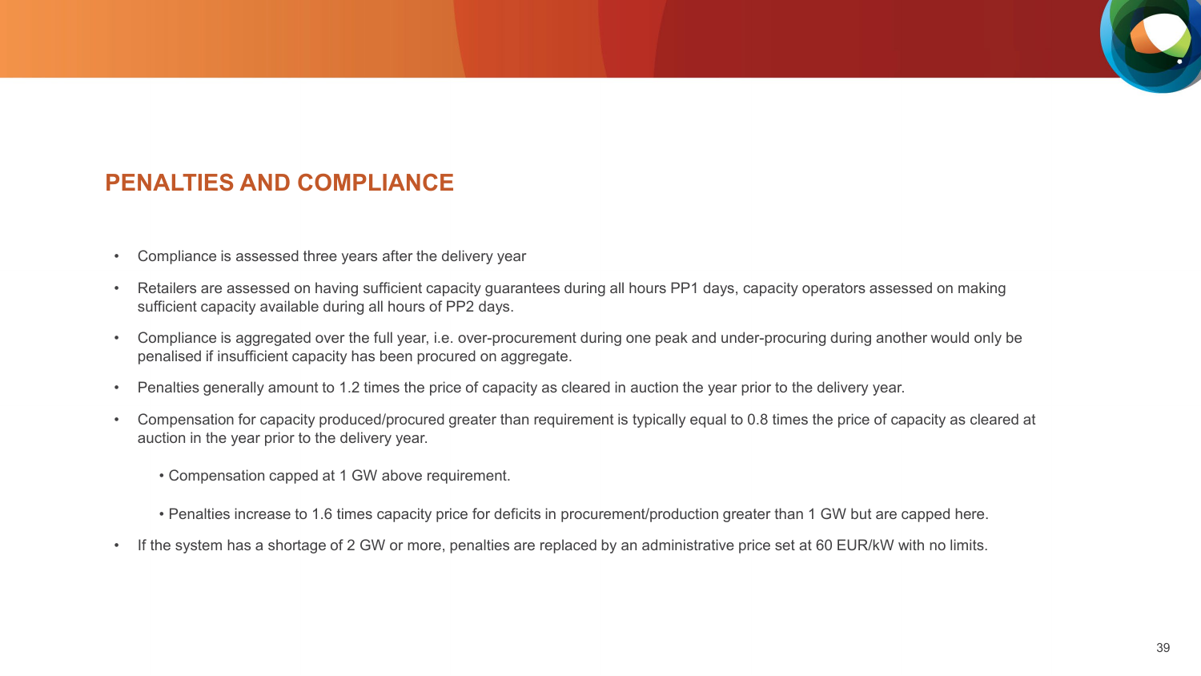## PENALTIES AND COMPLIANCE

- Compliance is assessed three years after the delivery year
- Retailers are assessed on having sufficient capacity guarantees during all hours PP1 days, capacity operators assessed on making sufficient capacity available during all hours of PP2 days.
- Compliance is aggregated over the full year, i.e. over-procurement during one peak and under-procuring during another would only be penalised if insufficient capacity has been procured on aggregate.
- Penalties generally amount to 1.2 times the price of capacity as cleared in auction the year prior to the delivery year.
- Compensation for capacity produced/procured greater than requirement is typically equal to 0.8 times the price of capacity as cleared at auction in the year prior to the delivery year.
  - Compensation capped at 1 GW above requirement.
  - Penalties increase to 1.6 times capacity price for deficits in procurement/production greater than 1 GW but are capped here.
- If the system has a shortage of 2 GW or more, penalties are replaced by an administrative price set at 60 EUR/kW with no limits.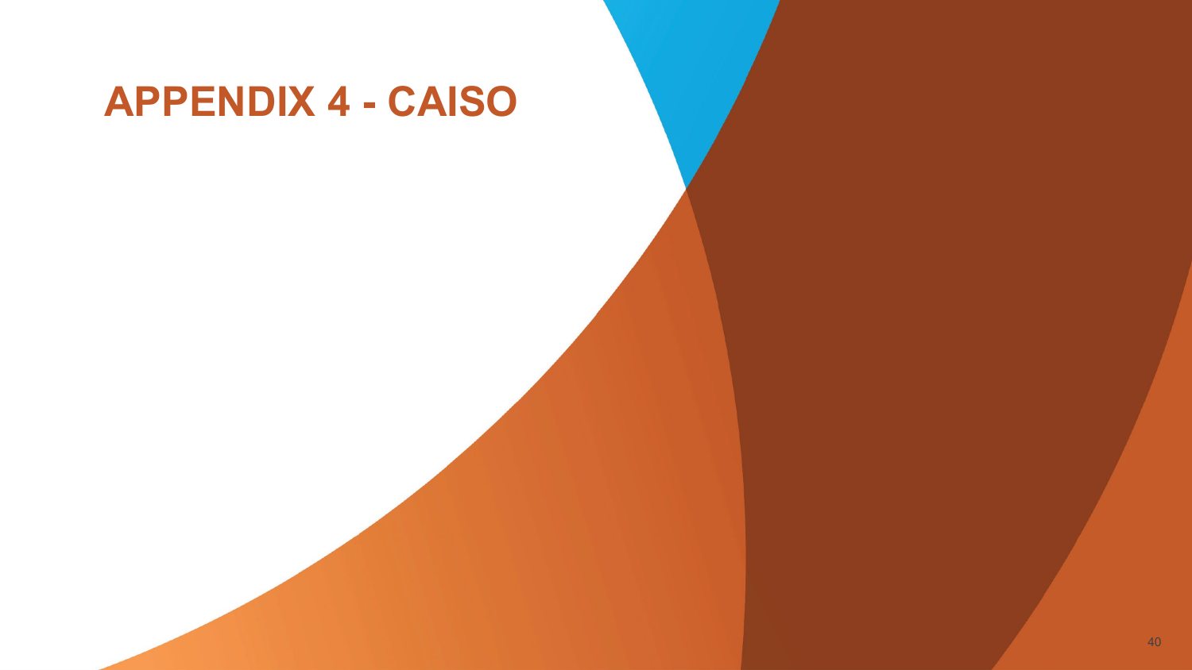# APPENDIX 4 - CAISO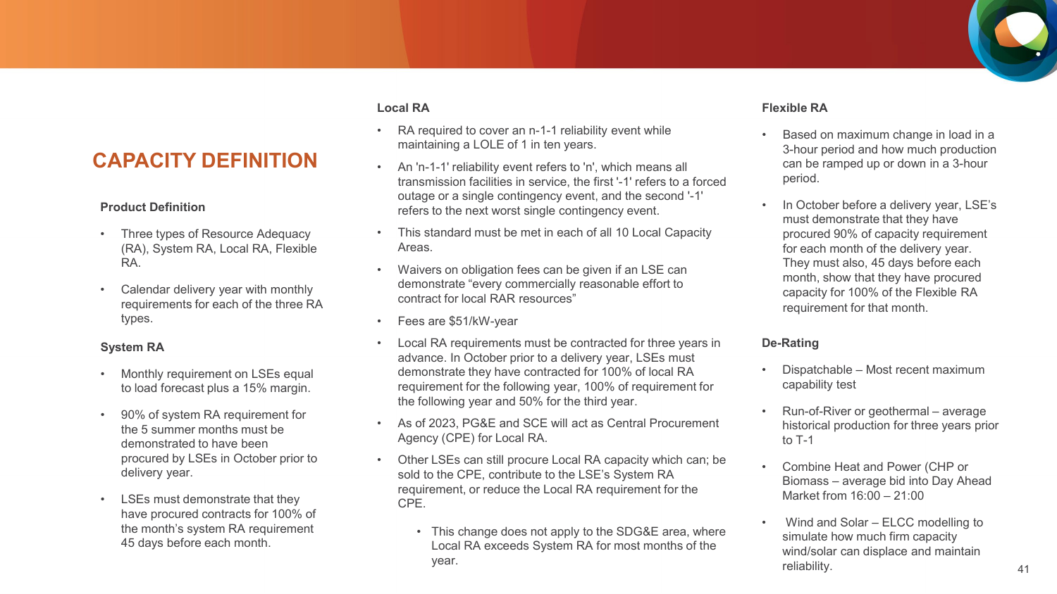# CAPACITY DEFINITION

### Product Definition

- Three types of Resource Adequacy (RA), System RA, Local RA, Flexible RA.
- Calendar delivery year with monthly requirements for each of the three RA types.

### System RA

- Monthly requirement on LSEs equal to load forecast plus a 15% margin.
- 90% of system RA requirement for the 5 summer months must be demonstrated to have been procured by LSEs in October prior to delivery year.
- LSEs must demonstrate that they have procured contracts for 100% of the month's system RA requirement 45 days before each month.

### Local RA

- RA required to cover an n-1-1 reliability event while maintaining a LOLE of 1 in ten years.
- An 'n-1-1' reliability event refers to 'n', which means all transmission facilities in service, the first '-1' refers to a forced outage or a single contingency event, and the second '-1' refers to the next worst single contingency event.
- This standard must be met in each of all 10 Local Capacity Areas.
- Waivers on obligation fees can be given if an LSE can demonstrate "every commercially reasonable effort to contract for local RAR resources"
- Fees are $51/kW-year
- Local RA requirements must be contracted for three years in advance. In October prior to a delivery year, LSEs must demonstrate they have contracted for 100% of local RA requirement for the following year, 100% of requirement for the following year and 50% for the third year.
- As of 2023, PG&E and SCE will act as Central Procurement Agency (CPE) for Local RA.
- Other LSEs can still procure Local RA capacity which can; be sold to the CPE, contribute to the LSE's System RA requirement, or reduce the Local RA requirement for the CPE.
  - This change does not apply to the SDG&E area, where Local RA exceeds System RA for most months of the year.

### Flexible RA

- Based on maximum change in load in a 3-hour period and how much production can be ramped up or down in a 3-hour period.
- In October before a delivery year, LSE's must demonstrate that they have procured 90% of capacity requirement for each month of the delivery year. They must also, 45 days before each month, show that they have procured capacity for 100% of the Flexible RA requirement for that month.

### De-Rating

- Dispatchable – Most recent maximum capability test
- Run-of-River or geothermal – average historical production for three years prior to T-1
- Combine Heat and Power (CHP or Biomass – average bid into Day Ahead Market from 16:00 – 21:00
- Wind and Solar – ELCC modelling to simulate how much firm capacity wind/solar can displace and maintain reliability.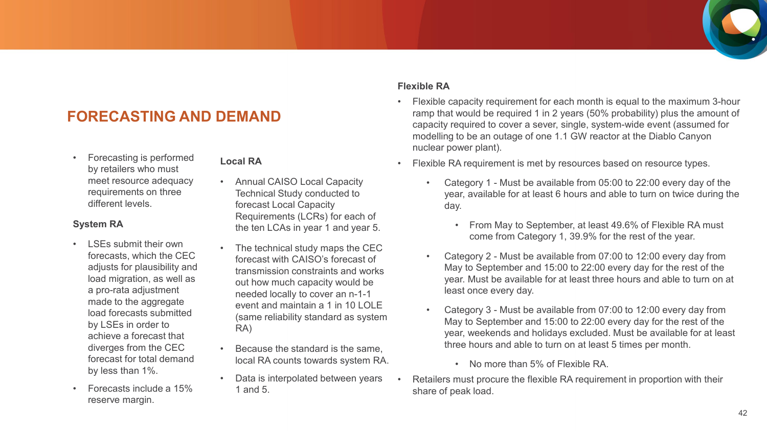# FORECASTING AND DEMAND

- Forecasting is performed by retailers who must meet resource adequacy requirements on three different levels.

### System RA

- LSEs submit their own forecasts, which the CEC adjusts for plausibility and load migration, as well as a pro-rata adjustment made to the aggregate load forecasts submitted by LSEs in order to achieve a forecast that diverges from the CEC forecast for total demand by less than 1%.
- Forecasts include a 15% reserve margin.

### Local RA

- Annual CAISO Local Capacity Technical Study conducted to forecast Local Capacity Requirements (LCRs) for each of the ten LCAs in year 1 and year 5.
- The technical study maps the CEC forecast with CAISO's forecast of transmission constraints and works out how much capacity would be needed locally to cover an n-1-1 event and maintain a 1 in 10 LOLE (same reliability standard as system RA)
- Because the standard is the same, local RA counts towards system RA.
- Data is interpolated between years 1 and 5.

### Flexible RA

- Flexible capacity requirement for each month is equal to the maximum 3-hour ramp that would be required 1 in 2 years (50% probability) plus the amount of capacity required to cover a sever, single, system-wide event (assumed for modelling to be an outage of one 1.1 GW reactor at the Diablo Canyon nuclear power plant).
- Flexible RA requirement is met by resources based on resource types.
  - Category 1 - Must be available from 05:00 to 22:00 every day of the year, available for at least 6 hours and able to turn on twice during the day.
    - From May to September, at least 49.6% of Flexible RA must come from Category 1, 39.9% for the rest of the year.
  - Category 2 - Must be available from 07:00 to 12:00 every day from May to September and 15:00 to 22:00 every day for the rest of the year. Must be available for at least three hours and able to turn on at least once every day.
  - Category 3 - Must be available from 07:00 to 12:00 every day from May to September and 15:00 to 22:00 every day for the rest of the year, weekends and holidays excluded. Must be available for at least three hours and able to turn on at least 5 times per month.
    - No more than 5% of Flexible RA.
- Retailers must procure the flexible RA requirement in proportion with their share of peak load.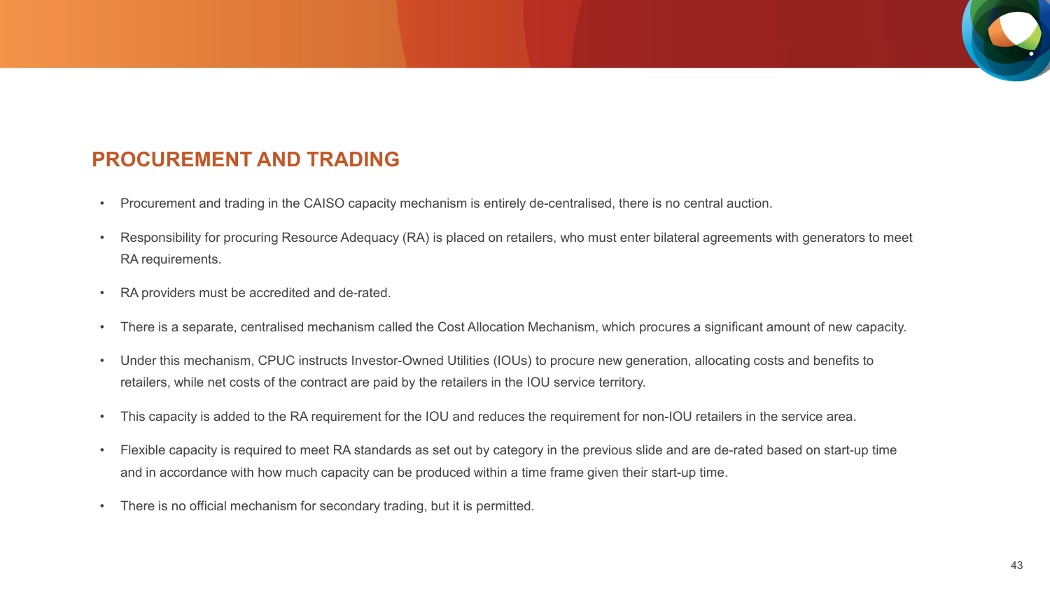## PROCUREMENT AND TRADING

- Procurement and trading in the CAISO capacity mechanism is entirely de-centralised, there is no central auction.
- Responsibility for procuring Resource Adequacy (RA) is placed on retailers, who must enter bilateral agreements with generators to meet RA requirements.
- RA providers must be accredited and de-rated.
- There is a separate, centralised mechanism called the Cost Allocation Mechanism, which procures a significant amount of new capacity.
- Under this mechanism, CPUC instructs Investor-Owned Utilities (IOUs) to procure new generation, allocating costs and benefits to retailers, while net costs of the contract are paid by the retailers in the IOU service territory.
- This capacity is added to the RA requirement for the IOU and reduces the requirement for non-IOU retailers in the service area.
- Flexible capacity is required to meet RA standards as set out by category in the previous slide and are de-rated based on start-up time and in accordance with how much capacity can be produced within a time frame given their start-up time.
- There is no official mechanism for secondary trading, but it is permitted.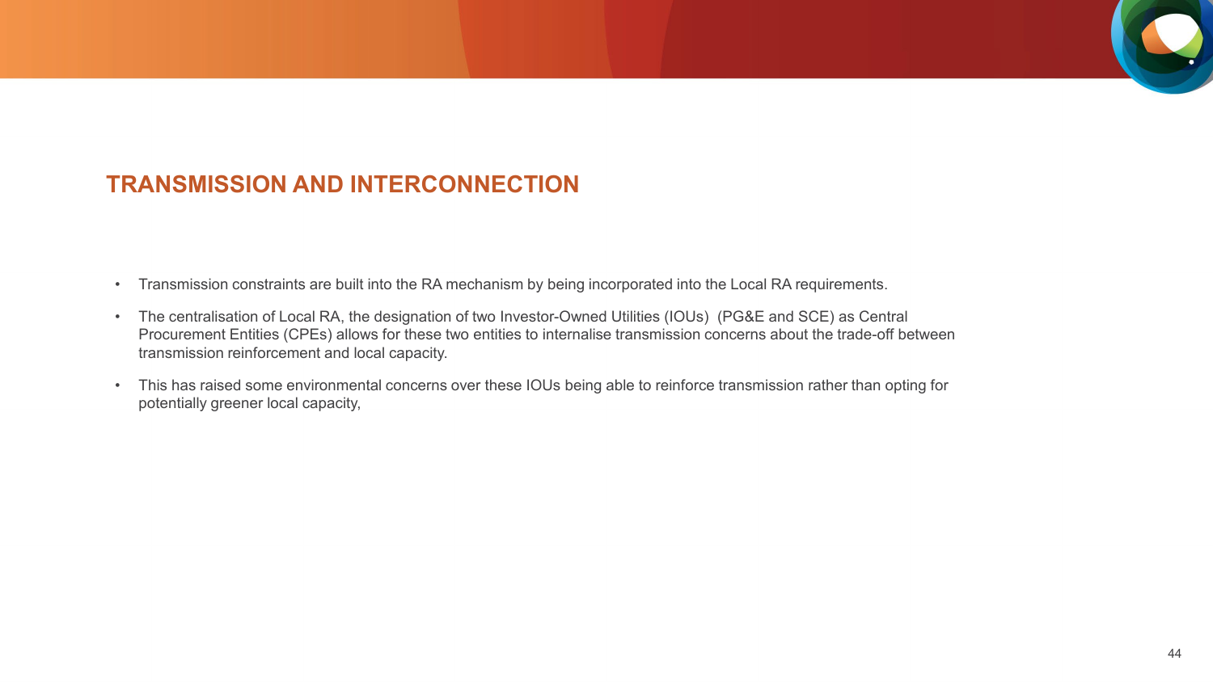## TRANSMISSION AND INTERCONNECTION

- Transmission constraints are built into the RA mechanism by being incorporated into the Local RA requirements.
- The centralisation of Local RA, the designation of two Investor-Owned Utilities (IOUs) (PG&E and SCE) as Central Procurement Entities (CPEs) allows for these two entities to internalise transmission concerns about the trade-off between transmission reinforcement and local capacity.
- This has raised some environmental concerns over these IOUs being able to reinforce transmission rather than opting for potentially greener local capacity,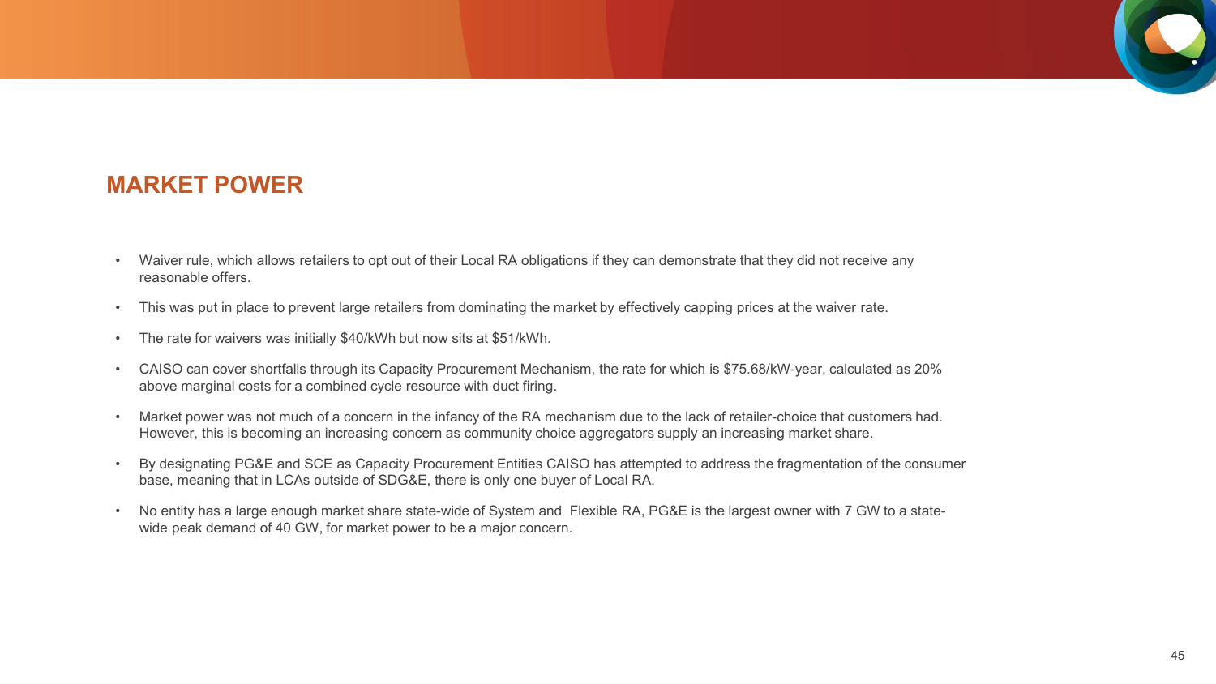## MARKET POWER

- Waiver rule, which allows retailers to opt out of their Local RA obligations if they can demonstrate that they did not receive any reasonable offers.
- This was put in place to prevent large retailers from dominating the market by effectively capping prices at the waiver rate.
- The rate for waivers was initially $40/kWh but now sits at $51/kWh.
- CAISO can cover shortfalls through its Capacity Procurement Mechanism, the rate for which is $75.68/kW-year, calculated as 20% above marginal costs for a combined cycle resource with duct firing.
- Market power was not much of a concern in the infancy of the RA mechanism due to the lack of retailer-choice that customers had. However, this is becoming an increasing concern as community choice aggregators supply an increasing market share.
- By designating PG&E and SCE as Capacity Procurement Entities CAISO has attempted to address the fragmentation of the consumer base, meaning that in LCAs outside of SDG&E, there is only one buyer of Local RA.
- No entity has a large enough market share state-wide of System and Flexible RA, PG&E is the largest owner with 7 GW to a state-wide peak demand of 40 GW, for market power to be a major concern.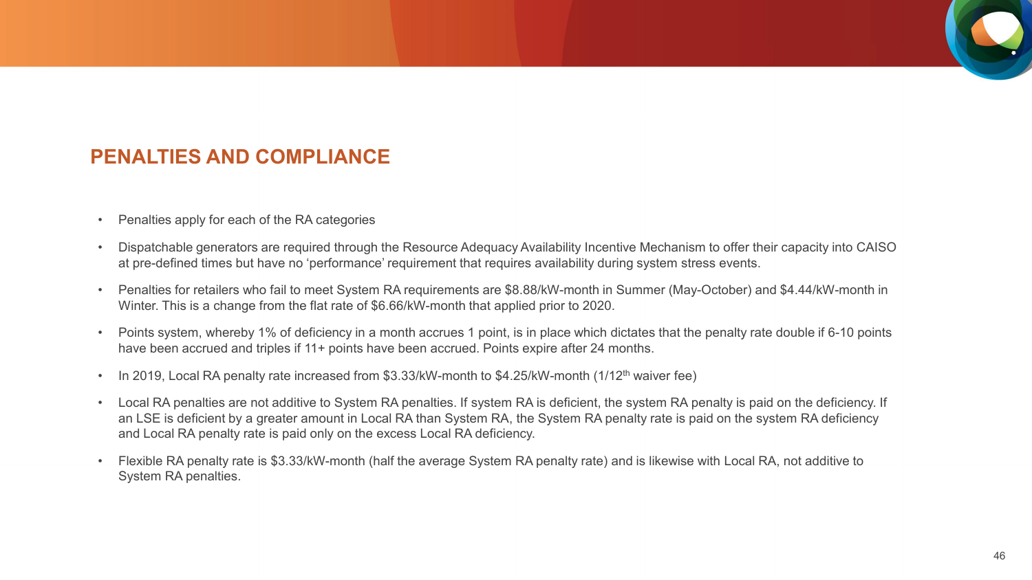## PENALTIES AND COMPLIANCE

- Penalties apply for each of the RA categories
- Dispatchable generators are required through the Resource Adequacy Availability Incentive Mechanism to offer their capacity into CAISO at pre-defined times but have no 'performance' requirement that requires availability during system stress events.
- Penalties for retailers who fail to meet System RA requirements are $8.88/kW-month in Summer (May-October) and $4.44/kW-month in Winter. This is a change from the flat rate of $6.66/kW-month that applied prior to 2020.
- Points system, whereby 1% of deficiency in a month accrues 1 point, is in place which dictates that the penalty rate double if 6-10 points have been accrued and triples if 11+ points have been accrued. Points expire after 24 months.
- In 2019, Local RA penalty rate increased from $3.33/kW-month to $4.25/kW-month (1/12th waiver fee)
- Local RA penalties are not additive to System RA penalties. If system RA is deficient, the system RA penalty is paid on the deficiency. If an LSE is deficient by a greater amount in Local RA than System RA, the System RA penalty rate is paid on the system RA deficiency and Local RA penalty rate is paid only on the excess Local RA deficiency.
- Flexible RA penalty rate is $3.33/kW-month (half the average System RA penalty rate) and is likewise with Local RA, not additive to System RA penalties.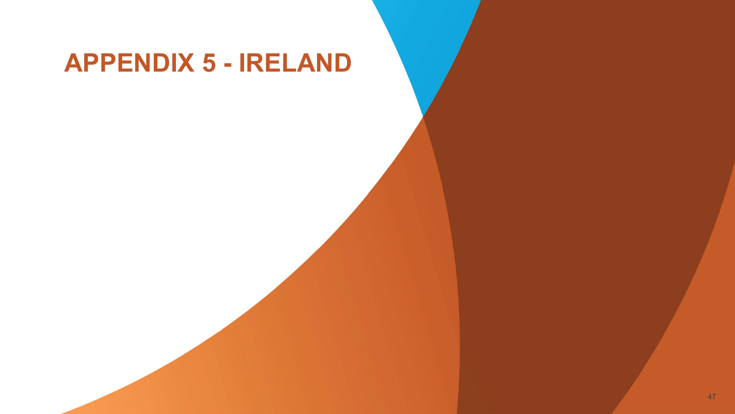# APPENDIX 5 - IRELAND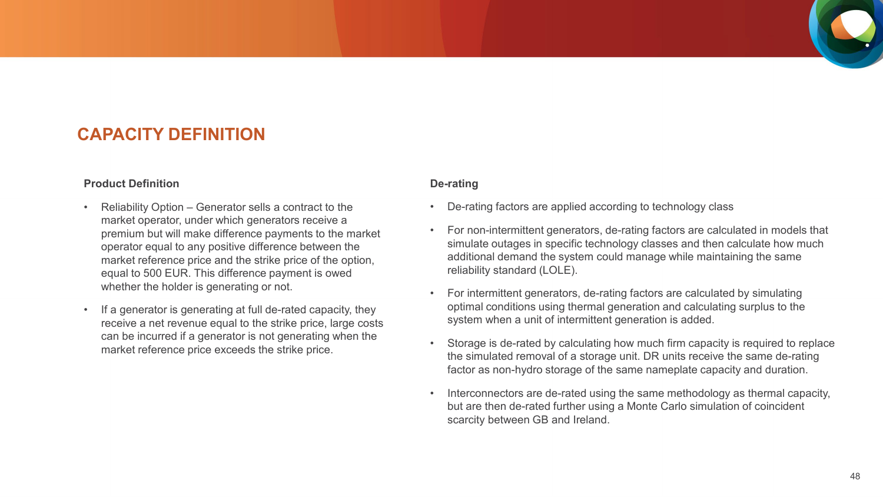# CAPACITY DEFINITION

## Product Definition

- Reliability Option – Generator sells a contract to the market operator, under which generators receive a premium but will make difference payments to the market operator equal to any positive difference between the market reference price and the strike price of the option, equal to 500 EUR. This difference payment is owed whether the holder is generating or not.
- If a generator is generating at full de-rated capacity, they receive a net revenue equal to the strike price, large costs can be incurred if a generator is not generating when the market reference price exceeds the strike price.

## De-rating

- De-rating factors are applied according to technology class
- For non-intermittent generators, de-rating factors are calculated in models that simulate outages in specific technology classes and then calculate how much additional demand the system could manage while maintaining the same reliability standard (LOLE).
- For intermittent generators, de-rating factors are calculated by simulating optimal conditions using thermal generation and calculating surplus to the system when a unit of intermittent generation is added.
- Storage is de-rated by calculating how much firm capacity is required to replace the simulated removal of a storage unit. DR units receive the same de-rating factor as non-hydro storage of the same nameplate capacity and duration.
- Interconnectors are de-rated using the same methodology as thermal capacity, but are then de-rated further using a Monte Carlo simulation of coincident scarcity between GB and Ireland.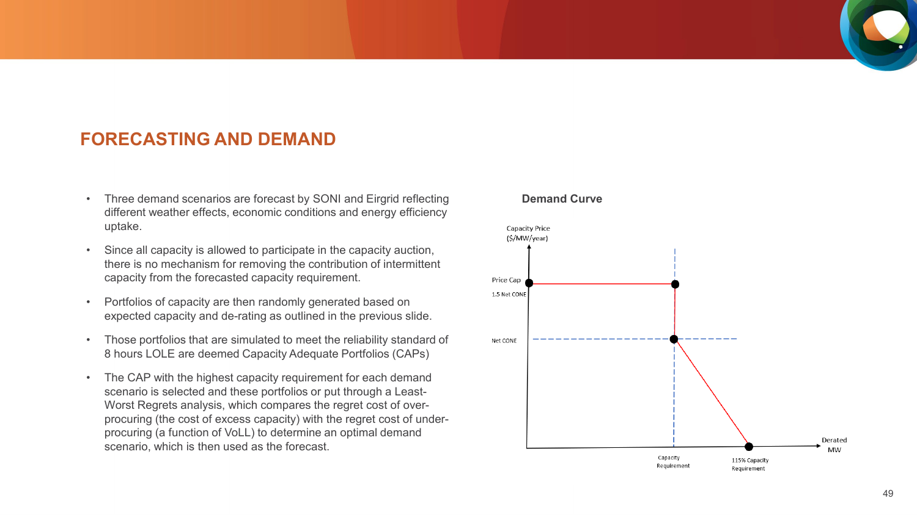## FORECASTING AND DEMAND

- Three demand scenarios are forecast by SONI and Eirgrid reflecting different weather effects, economic conditions and energy efficiency uptake.
- Since all capacity is allowed to participate in the capacity auction, there is no mechanism for removing the contribution of intermittent capacity from the forecasted capacity requirement.
- Portfolios of capacity are then randomly generated based on expected capacity and de-rating as outlined in the previous slide.
- Those portfolios that are simulated to meet the reliability standard of 8 hours LOLE are deemed Capacity Adequate Portfolios (CAPs)
- The CAP with the highest capacity requirement for each demand scenario is selected and these portfolios or put through a Least-Worst Regrets analysis, which compares the regret cost of over-procuring (the cost of excess capacity) with the regret cost of under-procuring (a function of VoLL) to determine an optimal demand scenario, which is then used as the forecast.

**Demand Curve**

Capacity Price ($/MW/year)

Price Cap
1.5 Net CONE

Net CONE

Capacity Requirement

115% Capacity Requirement

Derated MW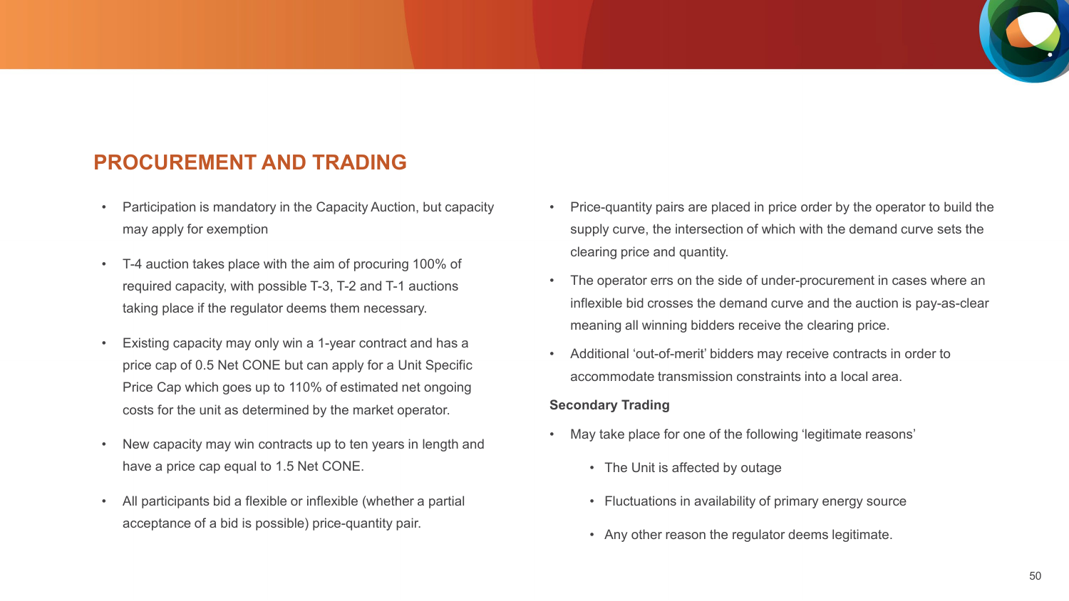## PROCUREMENT AND TRADING

- Participation is mandatory in the Capacity Auction, but capacity may apply for exemption
- T-4 auction takes place with the aim of procuring 100% of required capacity, with possible T-3, T-2 and T-1 auctions taking place if the regulator deems them necessary.
- Existing capacity may only win a 1-year contract and has a price cap of 0.5 Net CONE but can apply for a Unit Specific Price Cap which goes up to 110% of estimated net ongoing costs for the unit as determined by the market operator.
- New capacity may win contracts up to ten years in length and have a price cap equal to 1.5 Net CONE.
- All participants bid a flexible or inflexible (whether a partial acceptance of a bid is possible) price-quantity pair.
- Price-quantity pairs are placed in price order by the operator to build the supply curve, the intersection of which with the demand curve sets the clearing price and quantity.
- The operator errs on the side of under-procurement in cases where an inflexible bid crosses the demand curve and the auction is pay-as-clear meaning all winning bidders receive the clearing price.
- Additional 'out-of-merit' bidders may receive contracts in order to accommodate transmission constraints into a local area.

**Secondary Trading**

- May take place for one of the following 'legitimate reasons'
  - The Unit is affected by outage
  - Fluctuations in availability of primary energy source
  - Any other reason the regulator deems legitimate.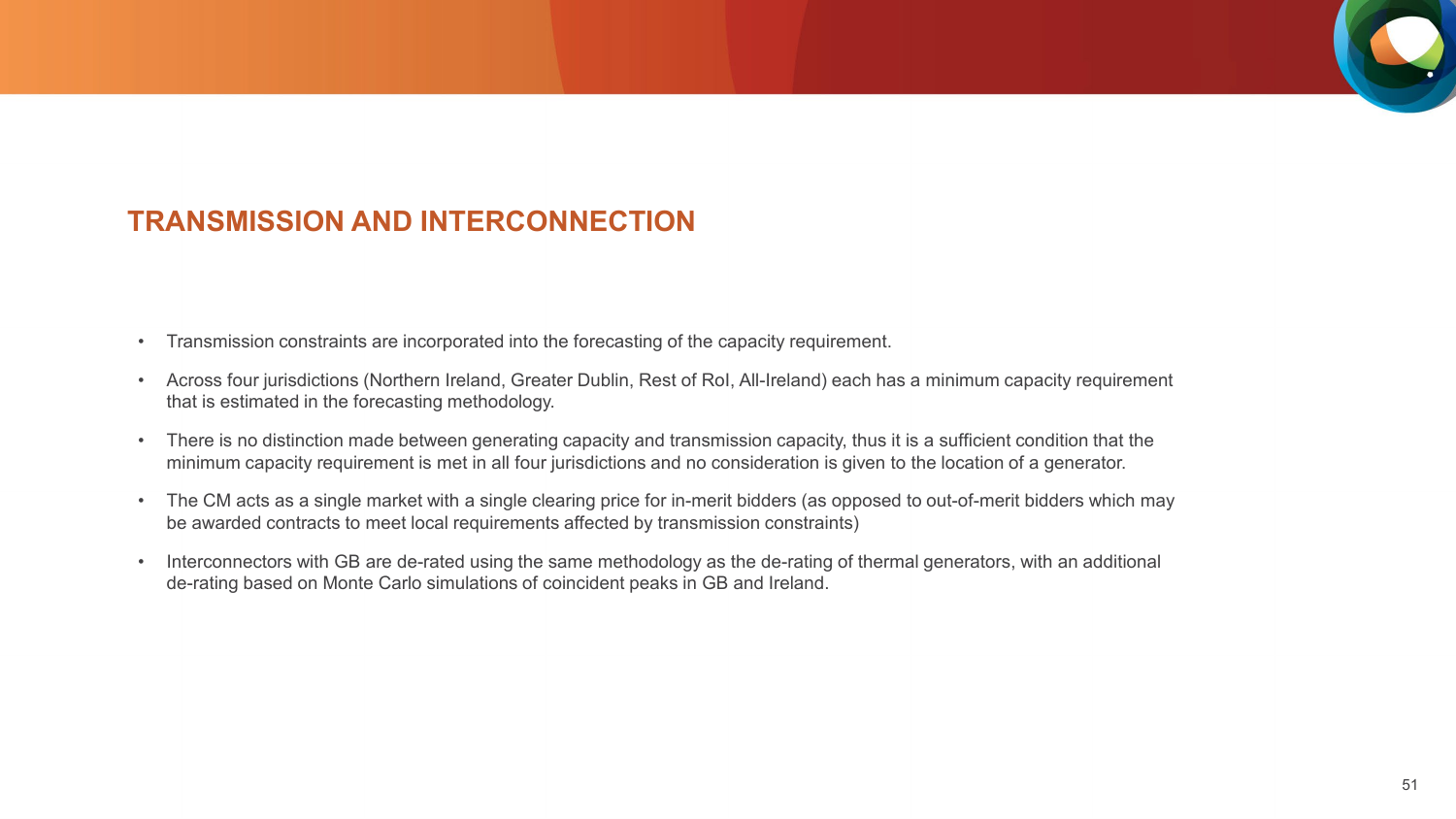## TRANSMISSION AND INTERCONNECTION

- Transmission constraints are incorporated into the forecasting of the capacity requirement.
- Across four jurisdictions (Northern Ireland, Greater Dublin, Rest of RoI, All-Ireland) each has a minimum capacity requirement that is estimated in the forecasting methodology.
- There is no distinction made between generating capacity and transmission capacity, thus it is a sufficient condition that the minimum capacity requirement is met in all four jurisdictions and no consideration is given to the location of a generator.
- The CM acts as a single market with a single clearing price for in-merit bidders (as opposed to out-of-merit bidders which may be awarded contracts to meet local requirements affected by transmission constraints)
- Interconnectors with GB are de-rated using the same methodology as the de-rating of thermal generators, with an additional de-rating based on Monte Carlo simulations of coincident peaks in GB and Ireland.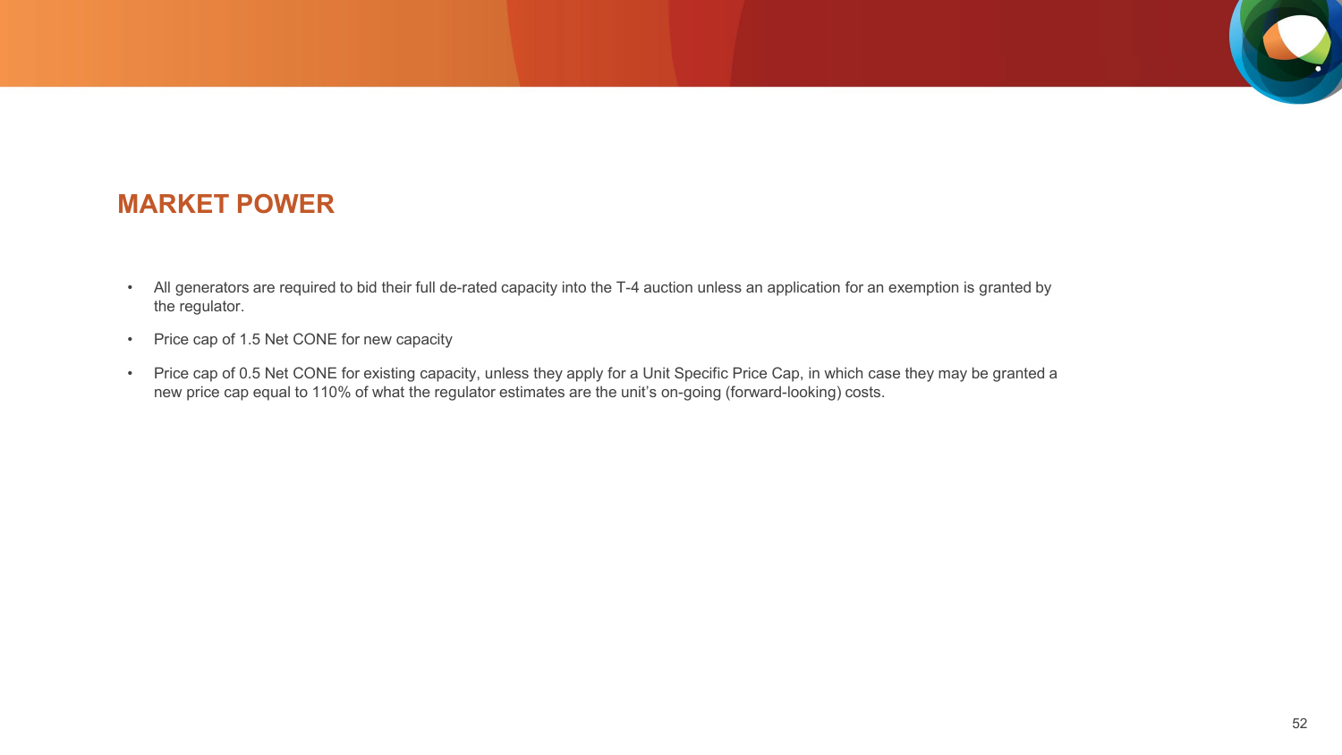## MARKET POWER

- All generators are required to bid their full de-rated capacity into the T-4 auction unless an application for an exemption is granted by the regulator.
- Price cap of 1.5 Net CONE for new capacity
- Price cap of 0.5 Net CONE for existing capacity, unless they apply for a Unit Specific Price Cap, in which case they may be granted a new price cap equal to 110% of what the regulator estimates are the unit's on-going (forward-looking) costs.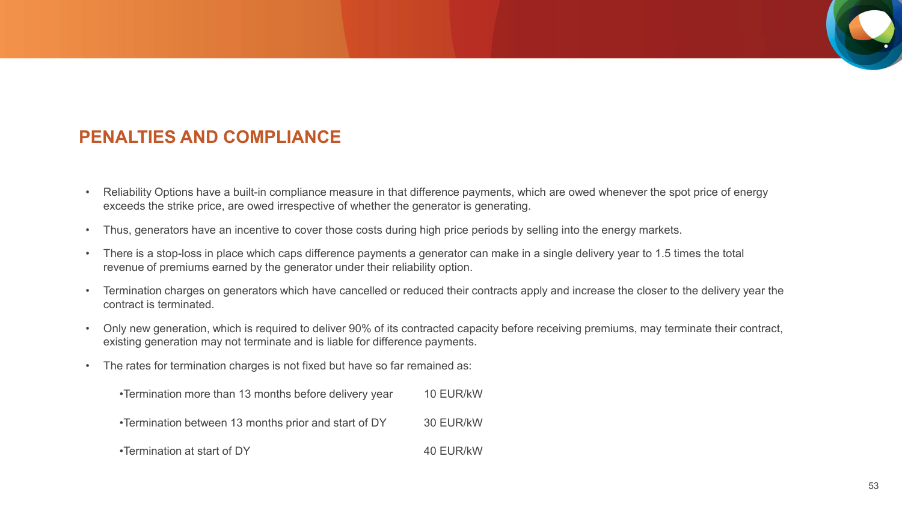## PENALTIES AND COMPLIANCE

- Reliability Options have a built-in compliance measure in that difference payments, which are owed whenever the spot price of energy exceeds the strike price, are owed irrespective of whether the generator is generating.
- Thus, generators have an incentive to cover those costs during high price periods by selling into the energy markets.
- There is a stop-loss in place which caps difference payments a generator can make in a single delivery year to 1.5 times the total revenue of premiums earned by the generator under their reliability option.
- Termination charges on generators which have cancelled or reduced their contracts apply and increase the closer to the delivery year the contract is terminated.
- Only new generation, which is required to deliver 90% of its contracted capacity before receiving premiums, may terminate their contract, existing generation may not terminate and is liable for difference payments.
- The rates for termination charges is not fixed but have so far remained as:

| | |
|---|---|
| •Termination more than 13 months before delivery year | 10 EUR/kW |
| •Termination between 13 months prior and start of DY | 30 EUR/kW |
| •Termination at start of DY | 40 EUR/kW |